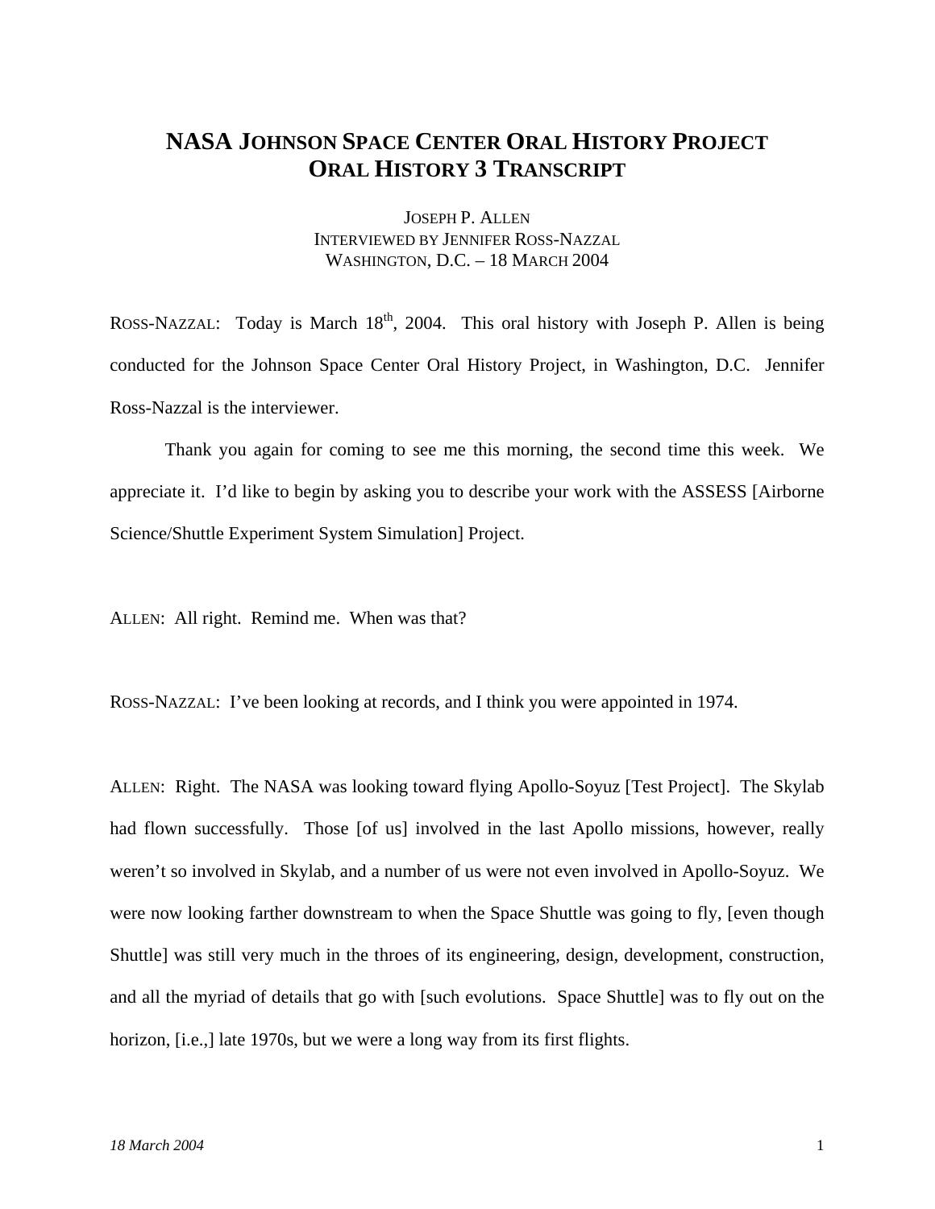# NASA Johnson Space Center Oral History Project
# Oral History 3 Transcript

Joseph P. Allen
Interviewed by Jennifer Ross-Nazzal
Washington, D.C. – 18 March 2004

Ross-Nazzal: Today is March 18th, 2004. This oral history with Joseph P. Allen is being conducted for the Johnson Space Center Oral History Project, in Washington, D.C. Jennifer Ross-Nazzal is the interviewer.

Thank you again for coming to see me this morning, the second time this week. We appreciate it. I'd like to begin by asking you to describe your work with the ASSESS [Airborne Science/Shuttle Experiment System Simulation] Project.

Allen: All right. Remind me. When was that?

Ross-Nazzal: I've been looking at records, and I think you were appointed in 1974.

Allen: Right. The NASA was looking toward flying Apollo-Soyuz [Test Project]. The Skylab had flown successfully. Those [of us] involved in the last Apollo missions, however, really weren't so involved in Skylab, and a number of us were not even involved in Apollo-Soyuz. We were now looking farther downstream to when the Space Shuttle was going to fly, [even though Shuttle] was still very much in the throes of its engineering, design, development, construction, and all the myriad of details that go with [such evolutions. Space Shuttle] was to fly out on the horizon, [i.e.,] late 1970s, but we were a long way from its first flights.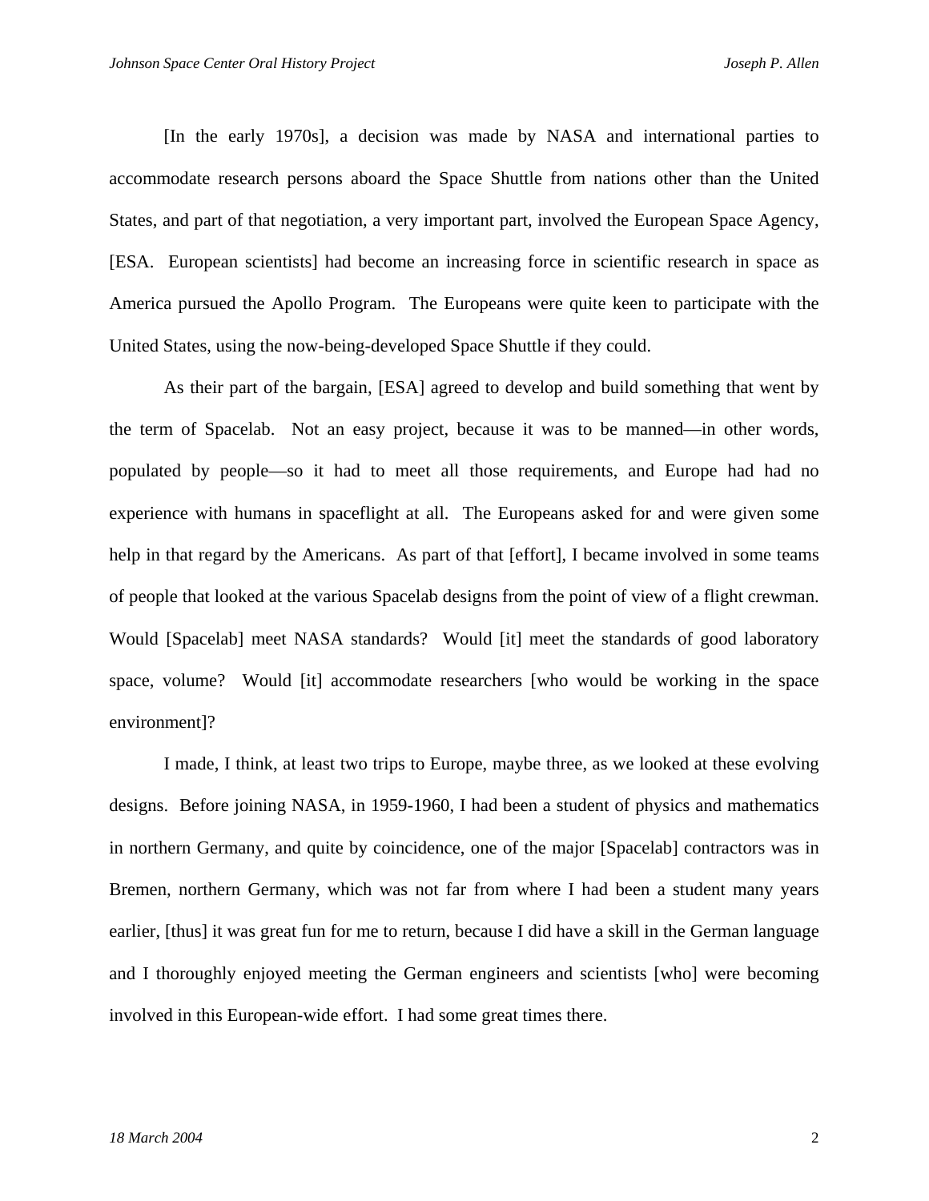[In the early 1970s], a decision was made by NASA and international parties to accommodate research persons aboard the Space Shuttle from nations other than the United States, and part of that negotiation, a very important part, involved the European Space Agency, [ESA. European scientists] had become an increasing force in scientific research in space as America pursued the Apollo Program. The Europeans were quite keen to participate with the United States, using the now-being-developed Space Shuttle if they could.

As their part of the bargain, [ESA] agreed to develop and build something that went by the term of Spacelab. Not an easy project, because it was to be manned—in other words, populated by people—so it had to meet all those requirements, and Europe had had no experience with humans in spaceflight at all. The Europeans asked for and were given some help in that regard by the Americans. As part of that [effort], I became involved in some teams of people that looked at the various Spacelab designs from the point of view of a flight crewman. Would [Spacelab] meet NASA standards? Would [it] meet the standards of good laboratory space, volume? Would [it] accommodate researchers [who would be working in the space environment]?

I made, I think, at least two trips to Europe, maybe three, as we looked at these evolving designs. Before joining NASA, in 1959-1960, I had been a student of physics and mathematics in northern Germany, and quite by coincidence, one of the major [Spacelab] contractors was in Bremen, northern Germany, which was not far from where I had been a student many years earlier, [thus] it was great fun for me to return, because I did have a skill in the German language and I thoroughly enjoyed meeting the German engineers and scientists [who] were becoming involved in this European-wide effort. I had some great times there.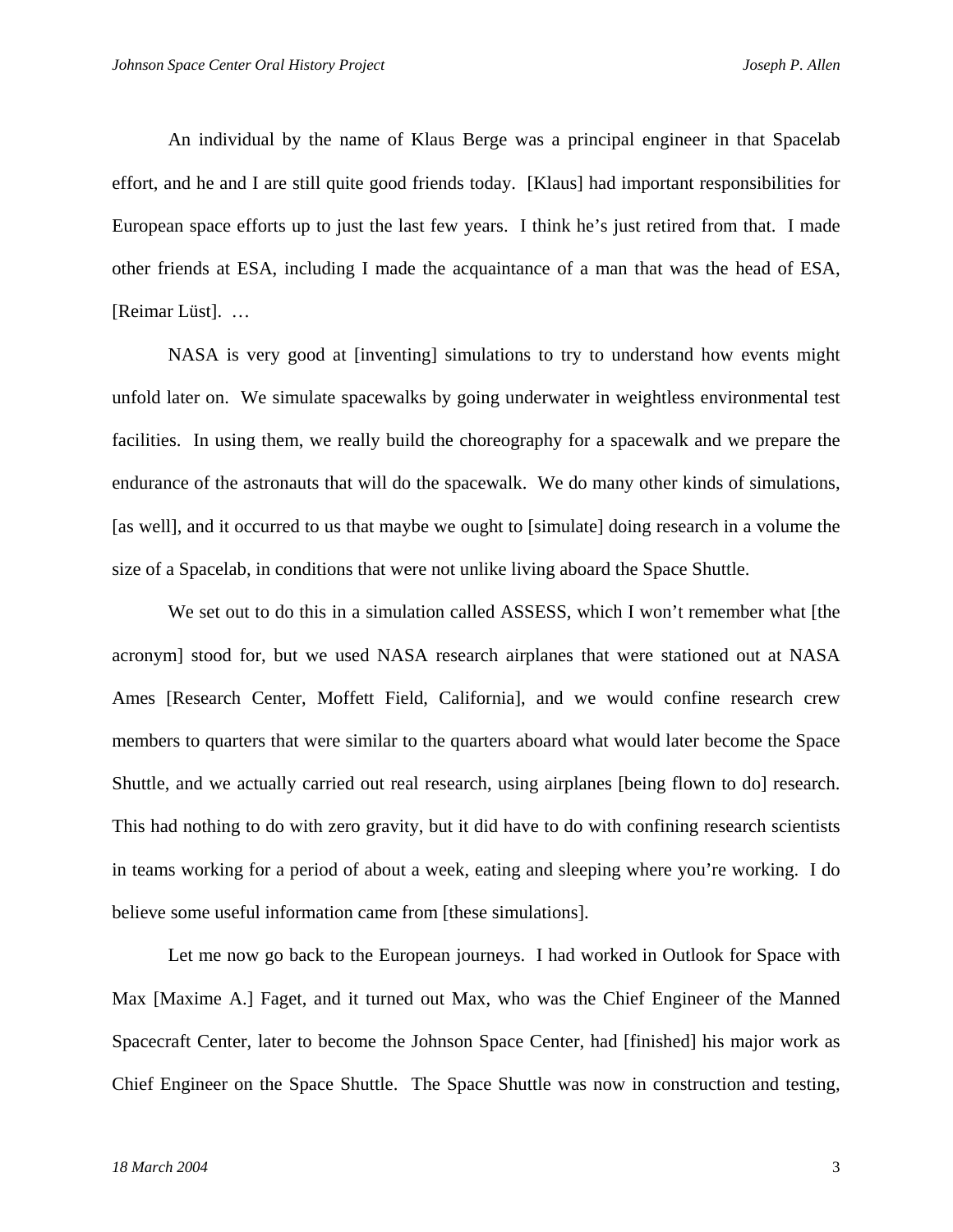An individual by the name of Klaus Berge was a principal engineer in that Spacelab effort, and he and I are still quite good friends today. [Klaus] had important responsibilities for European space efforts up to just the last few years. I think he's just retired from that. I made other friends at ESA, including I made the acquaintance of a man that was the head of ESA, [Reimar Lüst]. …

NASA is very good at [inventing] simulations to try to understand how events might unfold later on. We simulate spacewalks by going underwater in weightless environmental test facilities. In using them, we really build the choreography for a spacewalk and we prepare the endurance of the astronauts that will do the spacewalk. We do many other kinds of simulations, [as well], and it occurred to us that maybe we ought to [simulate] doing research in a volume the size of a Spacelab, in conditions that were not unlike living aboard the Space Shuttle.

We set out to do this in a simulation called ASSESS, which I won't remember what [the acronym] stood for, but we used NASA research airplanes that were stationed out at NASA Ames [Research Center, Moffett Field, California], and we would confine research crew members to quarters that were similar to the quarters aboard what would later become the Space Shuttle, and we actually carried out real research, using airplanes [being flown to do] research. This had nothing to do with zero gravity, but it did have to do with confining research scientists in teams working for a period of about a week, eating and sleeping where you're working. I do believe some useful information came from [these simulations].

Let me now go back to the European journeys. I had worked in Outlook for Space with Max [Maxime A.] Faget, and it turned out Max, who was the Chief Engineer of the Manned Spacecraft Center, later to become the Johnson Space Center, had [finished] his major work as Chief Engineer on the Space Shuttle. The Space Shuttle was now in construction and testing,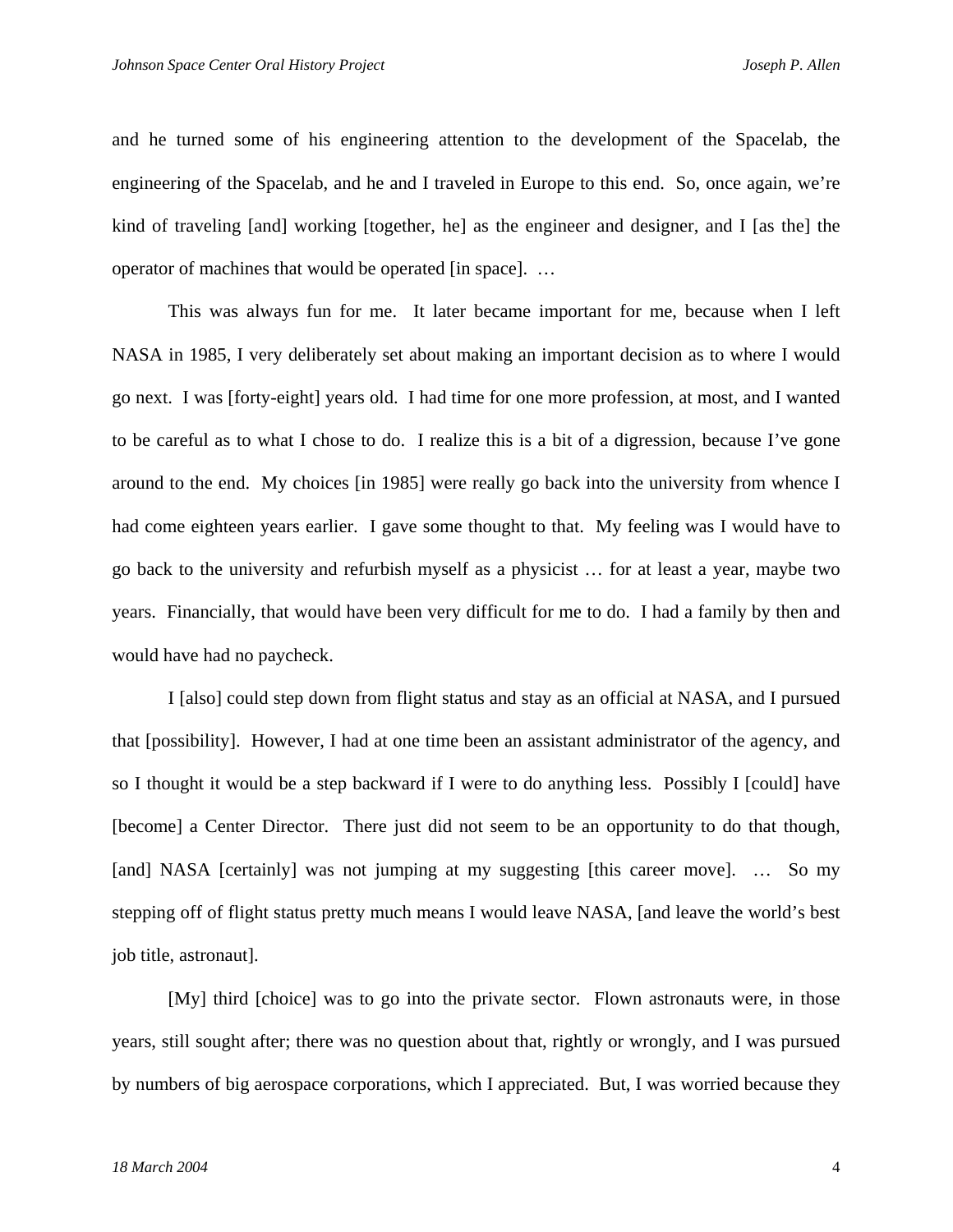and he turned some of his engineering attention to the development of the Spacelab, the engineering of the Spacelab, and he and I traveled in Europe to this end. So, once again, we're kind of traveling [and] working [together, he] as the engineer and designer, and I [as the] the operator of machines that would be operated [in space]. …

This was always fun for me. It later became important for me, because when I left NASA in 1985, I very deliberately set about making an important decision as to where I would go next. I was [forty-eight] years old. I had time for one more profession, at most, and I wanted to be careful as to what I chose to do. I realize this is a bit of a digression, because I've gone around to the end. My choices [in 1985] were really go back into the university from whence I had come eighteen years earlier. I gave some thought to that. My feeling was I would have to go back to the university and refurbish myself as a physicist … for at least a year, maybe two years. Financially, that would have been very difficult for me to do. I had a family by then and would have had no paycheck.

I [also] could step down from flight status and stay as an official at NASA, and I pursued that [possibility]. However, I had at one time been an assistant administrator of the agency, and so I thought it would be a step backward if I were to do anything less. Possibly I [could] have [become] a Center Director. There just did not seem to be an opportunity to do that though, [and] NASA [certainly] was not jumping at my suggesting [this career move]. … So my stepping off of flight status pretty much means I would leave NASA, [and leave the world's best job title, astronaut].

[My] third [choice] was to go into the private sector. Flown astronauts were, in those years, still sought after; there was no question about that, rightly or wrongly, and I was pursued by numbers of big aerospace corporations, which I appreciated. But, I was worried because they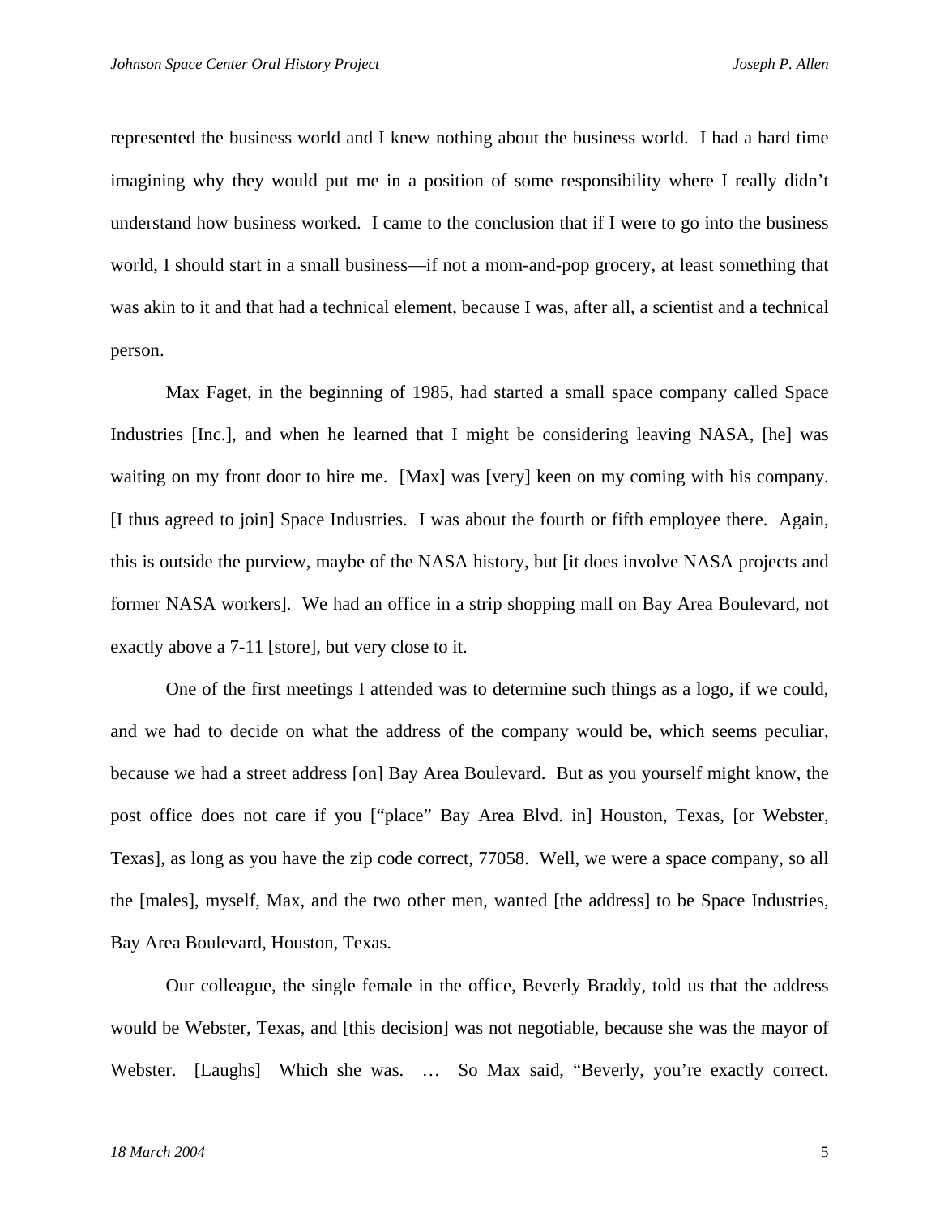represented the business world and I knew nothing about the business world. I had a hard time imagining why they would put me in a position of some responsibility where I really didn't understand how business worked. I came to the conclusion that if I were to go into the business world, I should start in a small business—if not a mom-and-pop grocery, at least something that was akin to it and that had a technical element, because I was, after all, a scientist and a technical person.

Max Faget, in the beginning of 1985, had started a small space company called Space Industries [Inc.], and when he learned that I might be considering leaving NASA, [he] was waiting on my front door to hire me. [Max] was [very] keen on my coming with his company. [I thus agreed to join] Space Industries. I was about the fourth or fifth employee there. Again, this is outside the purview, maybe of the NASA history, but [it does involve NASA projects and former NASA workers]. We had an office in a strip shopping mall on Bay Area Boulevard, not exactly above a 7-11 [store], but very close to it.

One of the first meetings I attended was to determine such things as a logo, if we could, and we had to decide on what the address of the company would be, which seems peculiar, because we had a street address [on] Bay Area Boulevard. But as you yourself might know, the post office does not care if you ["place" Bay Area Blvd. in] Houston, Texas, [or Webster, Texas], as long as you have the zip code correct, 77058. Well, we were a space company, so all the [males], myself, Max, and the two other men, wanted [the address] to be Space Industries, Bay Area Boulevard, Houston, Texas.

Our colleague, the single female in the office, Beverly Braddy, told us that the address would be Webster, Texas, and [this decision] was not negotiable, because she was the mayor of Webster. [Laughs] Which she was. … So Max said, "Beverly, you're exactly correct.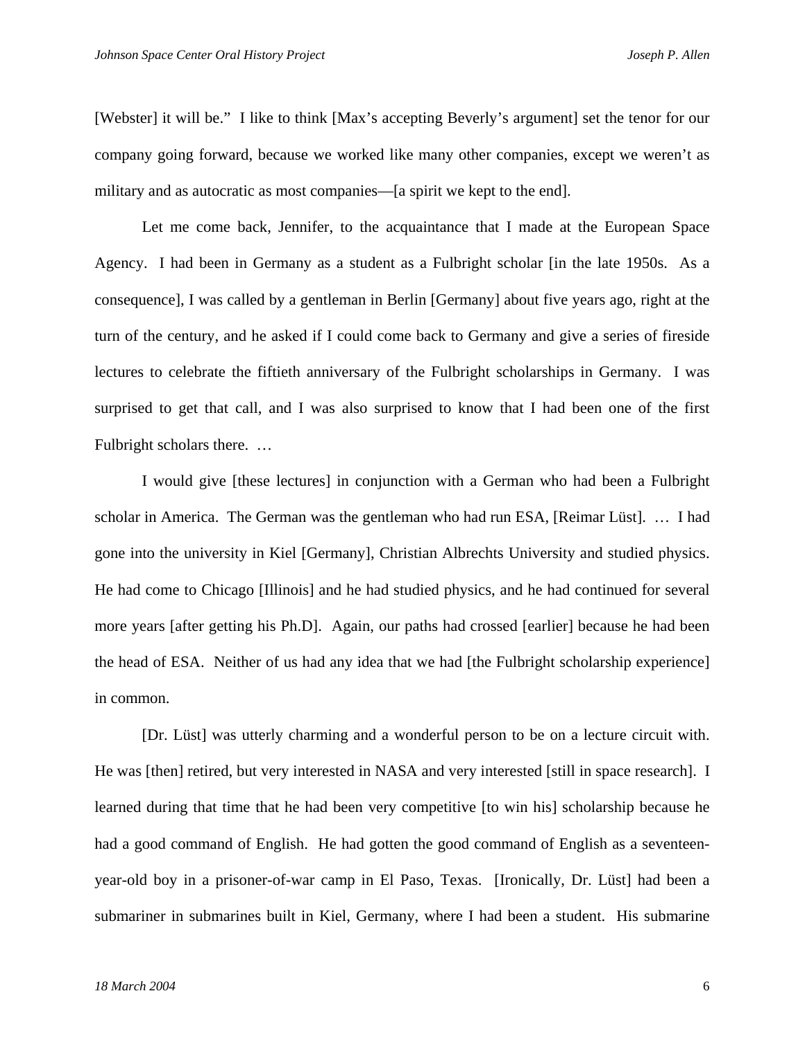[Webster] it will be." I like to think [Max's accepting Beverly's argument] set the tenor for our company going forward, because we worked like many other companies, except we weren't as military and as autocratic as most companies—[a spirit we kept to the end].

Let me come back, Jennifer, to the acquaintance that I made at the European Space Agency. I had been in Germany as a student as a Fulbright scholar [in the late 1950s. As a consequence], I was called by a gentleman in Berlin [Germany] about five years ago, right at the turn of the century, and he asked if I could come back to Germany and give a series of fireside lectures to celebrate the fiftieth anniversary of the Fulbright scholarships in Germany. I was surprised to get that call, and I was also surprised to know that I had been one of the first Fulbright scholars there. …

I would give [these lectures] in conjunction with a German who had been a Fulbright scholar in America. The German was the gentleman who had run ESA, [Reimar Lüst]. … I had gone into the university in Kiel [Germany], Christian Albrechts University and studied physics. He had come to Chicago [Illinois] and he had studied physics, and he had continued for several more years [after getting his Ph.D]. Again, our paths had crossed [earlier] because he had been the head of ESA. Neither of us had any idea that we had [the Fulbright scholarship experience] in common.

[Dr. Lüst] was utterly charming and a wonderful person to be on a lecture circuit with. He was [then] retired, but very interested in NASA and very interested [still in space research]. I learned during that time that he had been very competitive [to win his] scholarship because he had a good command of English. He had gotten the good command of English as a seventeen-year-old boy in a prisoner-of-war camp in El Paso, Texas. [Ironically, Dr. Lüst] had been a submariner in submarines built in Kiel, Germany, where I had been a student. His submarine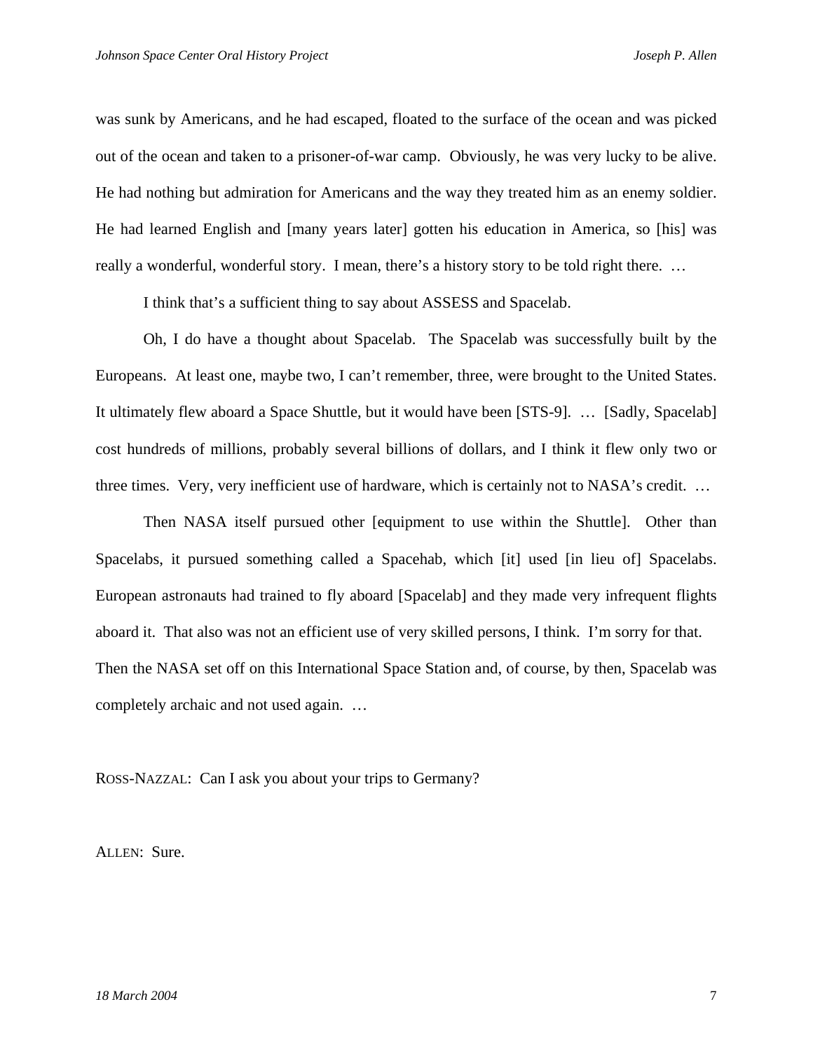was sunk by Americans, and he had escaped, floated to the surface of the ocean and was picked out of the ocean and taken to a prisoner-of-war camp. Obviously, he was very lucky to be alive. He had nothing but admiration for Americans and the way they treated him as an enemy soldier. He had learned English and [many years later] gotten his education in America, so [his] was really a wonderful, wonderful story. I mean, there's a history story to be told right there. …

I think that's a sufficient thing to say about ASSESS and Spacelab.

Oh, I do have a thought about Spacelab. The Spacelab was successfully built by the Europeans. At least one, maybe two, I can't remember, three, were brought to the United States. It ultimately flew aboard a Space Shuttle, but it would have been [STS-9]. … [Sadly, Spacelab] cost hundreds of millions, probably several billions of dollars, and I think it flew only two or three times. Very, very inefficient use of hardware, which is certainly not to NASA's credit. …

Then NASA itself pursued other [equipment to use within the Shuttle]. Other than Spacelabs, it pursued something called a Spacehab, which [it] used [in lieu of] Spacelabs. European astronauts had trained to fly aboard [Spacelab] and they made very infrequent flights aboard it. That also was not an efficient use of very skilled persons, I think. I'm sorry for that. Then the NASA set off on this International Space Station and, of course, by then, Spacelab was completely archaic and not used again. …

ROSS-NAZZAL: Can I ask you about your trips to Germany?

ALLEN: Sure.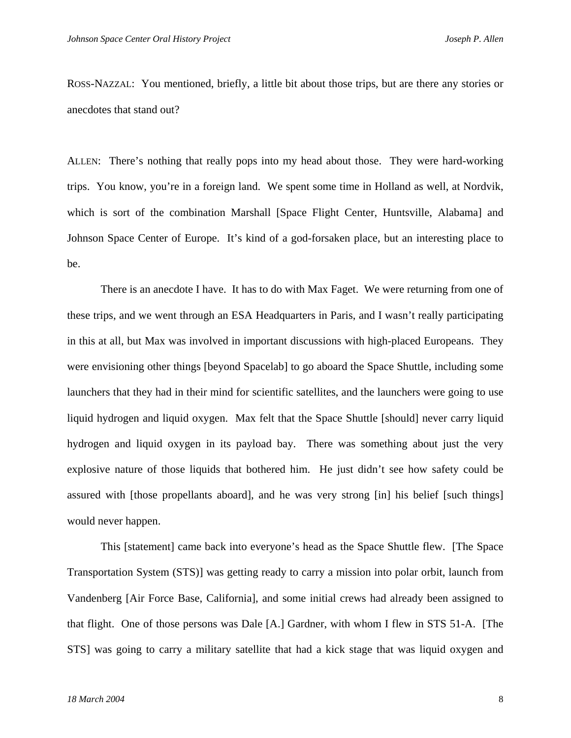ROSS-NAZZAL: You mentioned, briefly, a little bit about those trips, but are there any stories or anecdotes that stand out?

ALLEN: There's nothing that really pops into my head about those. They were hard-working trips. You know, you're in a foreign land. We spent some time in Holland as well, at Nordvik, which is sort of the combination Marshall [Space Flight Center, Huntsville, Alabama] and Johnson Space Center of Europe. It's kind of a god-forsaken place, but an interesting place to be.

There is an anecdote I have. It has to do with Max Faget. We were returning from one of these trips, and we went through an ESA Headquarters in Paris, and I wasn't really participating in this at all, but Max was involved in important discussions with high-placed Europeans. They were envisioning other things [beyond Spacelab] to go aboard the Space Shuttle, including some launchers that they had in their mind for scientific satellites, and the launchers were going to use liquid hydrogen and liquid oxygen. Max felt that the Space Shuttle [should] never carry liquid hydrogen and liquid oxygen in its payload bay. There was something about just the very explosive nature of those liquids that bothered him. He just didn't see how safety could be assured with [those propellants aboard], and he was very strong [in] his belief [such things] would never happen.

This [statement] came back into everyone's head as the Space Shuttle flew. [The Space Transportation System (STS)] was getting ready to carry a mission into polar orbit, launch from Vandenberg [Air Force Base, California], and some initial crews had already been assigned to that flight. One of those persons was Dale [A.] Gardner, with whom I flew in STS 51-A. [The STS] was going to carry a military satellite that had a kick stage that was liquid oxygen and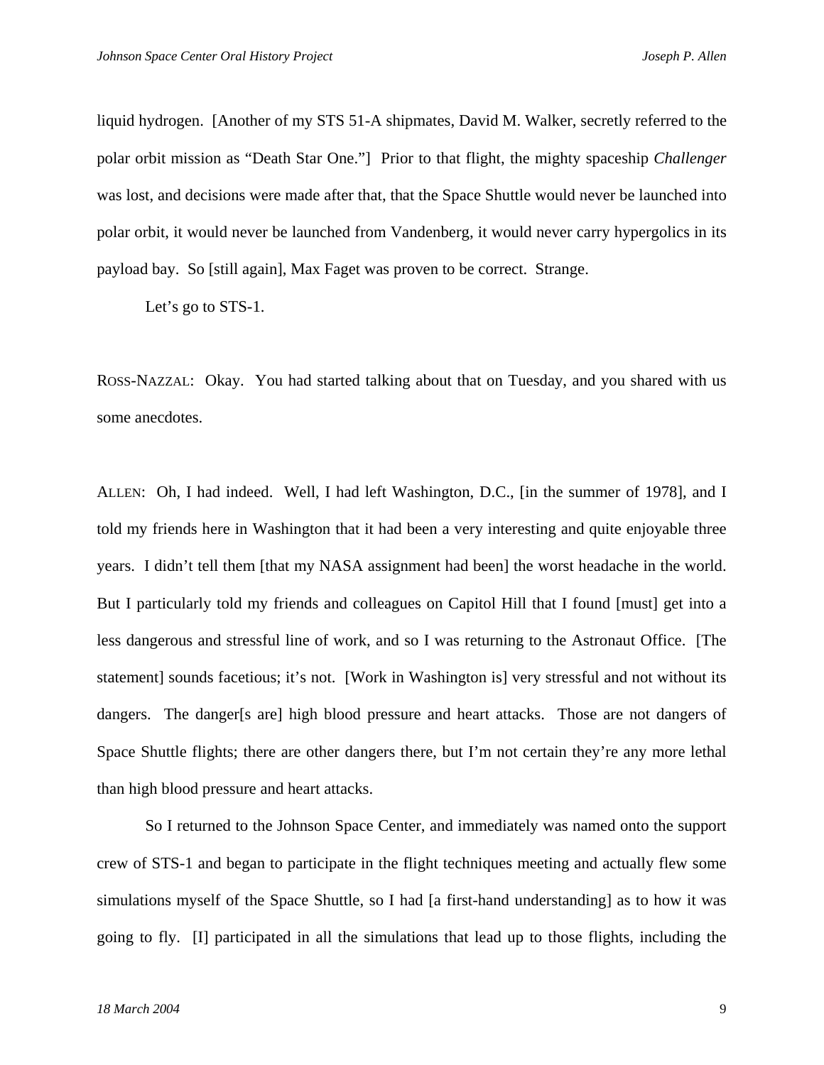liquid hydrogen. [Another of my STS 51-A shipmates, David M. Walker, secretly referred to the polar orbit mission as "Death Star One."] Prior to that flight, the mighty spaceship *Challenger* was lost, and decisions were made after that, that the Space Shuttle would never be launched into polar orbit, it would never be launched from Vandenberg, it would never carry hypergolics in its payload bay. So [still again], Max Faget was proven to be correct. Strange.

Let's go to STS-1.

ROSS-NAZZAL: Okay. You had started talking about that on Tuesday, and you shared with us some anecdotes.

ALLEN: Oh, I had indeed. Well, I had left Washington, D.C., [in the summer of 1978], and I told my friends here in Washington that it had been a very interesting and quite enjoyable three years. I didn't tell them [that my NASA assignment had been] the worst headache in the world. But I particularly told my friends and colleagues on Capitol Hill that I found [must] get into a less dangerous and stressful line of work, and so I was returning to the Astronaut Office. [The statement] sounds facetious; it's not. [Work in Washington is] very stressful and not without its dangers. The danger[s are] high blood pressure and heart attacks. Those are not dangers of Space Shuttle flights; there are other dangers there, but I'm not certain they're any more lethal than high blood pressure and heart attacks.

So I returned to the Johnson Space Center, and immediately was named onto the support crew of STS-1 and began to participate in the flight techniques meeting and actually flew some simulations myself of the Space Shuttle, so I had [a first-hand understanding] as to how it was going to fly. [I] participated in all the simulations that lead up to those flights, including the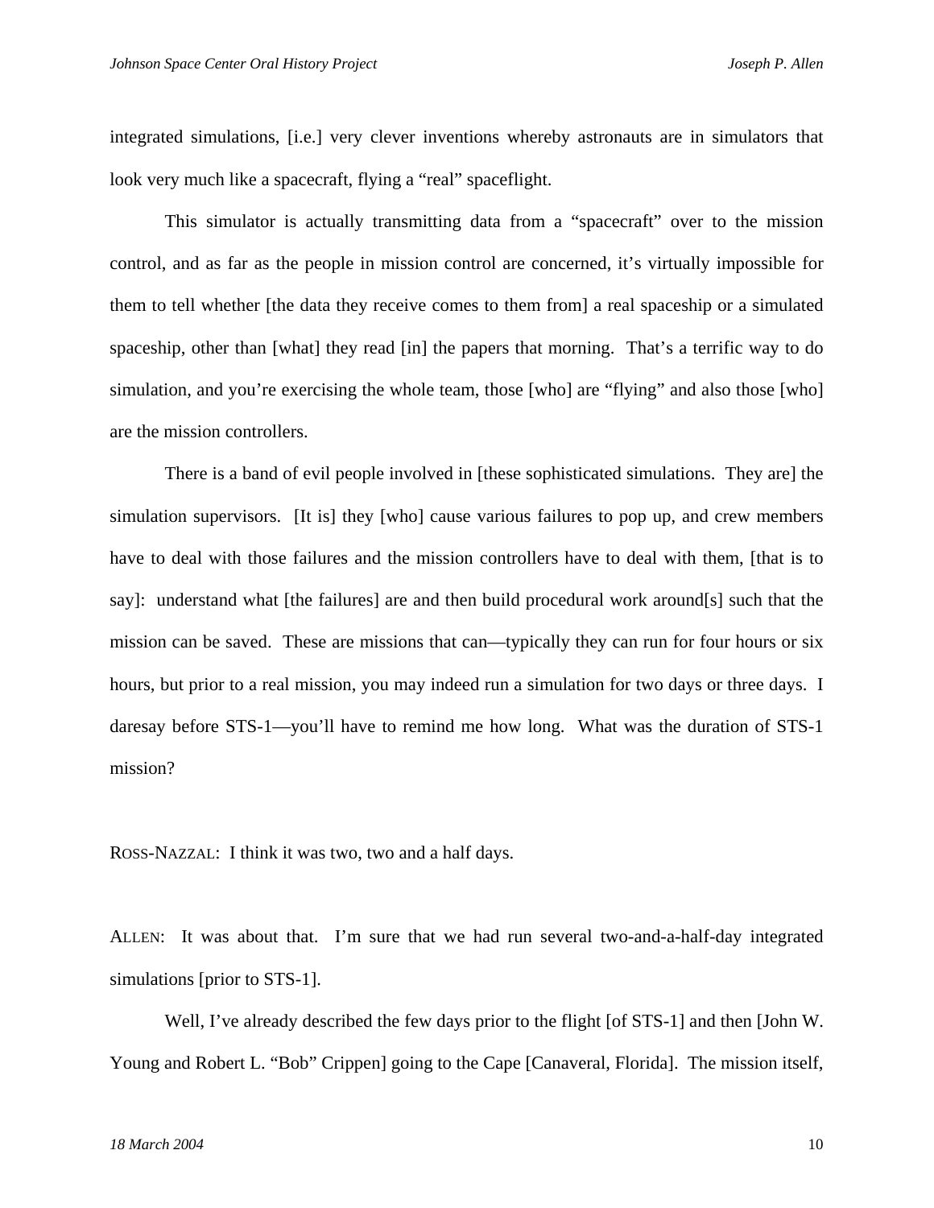integrated simulations, [i.e.] very clever inventions whereby astronauts are in simulators that look very much like a spacecraft, flying a "real" spaceflight.

This simulator is actually transmitting data from a "spacecraft" over to the mission control, and as far as the people in mission control are concerned, it's virtually impossible for them to tell whether [the data they receive comes to them from] a real spaceship or a simulated spaceship, other than [what] they read [in] the papers that morning. That's a terrific way to do simulation, and you're exercising the whole team, those [who] are "flying" and also those [who] are the mission controllers.

There is a band of evil people involved in [these sophisticated simulations. They are] the simulation supervisors. [It is] they [who] cause various failures to pop up, and crew members have to deal with those failures and the mission controllers have to deal with them, [that is to say]: understand what [the failures] are and then build procedural work around[s] such that the mission can be saved. These are missions that can—typically they can run for four hours or six hours, but prior to a real mission, you may indeed run a simulation for two days or three days. I daresay before STS-1—you'll have to remind me how long. What was the duration of STS-1 mission?

ROSS-NAZZAL: I think it was two, two and a half days.

ALLEN: It was about that. I'm sure that we had run several two-and-a-half-day integrated simulations [prior to STS-1].

Well, I've already described the few days prior to the flight [of STS-1] and then [John W. Young and Robert L. "Bob" Crippen] going to the Cape [Canaveral, Florida]. The mission itself,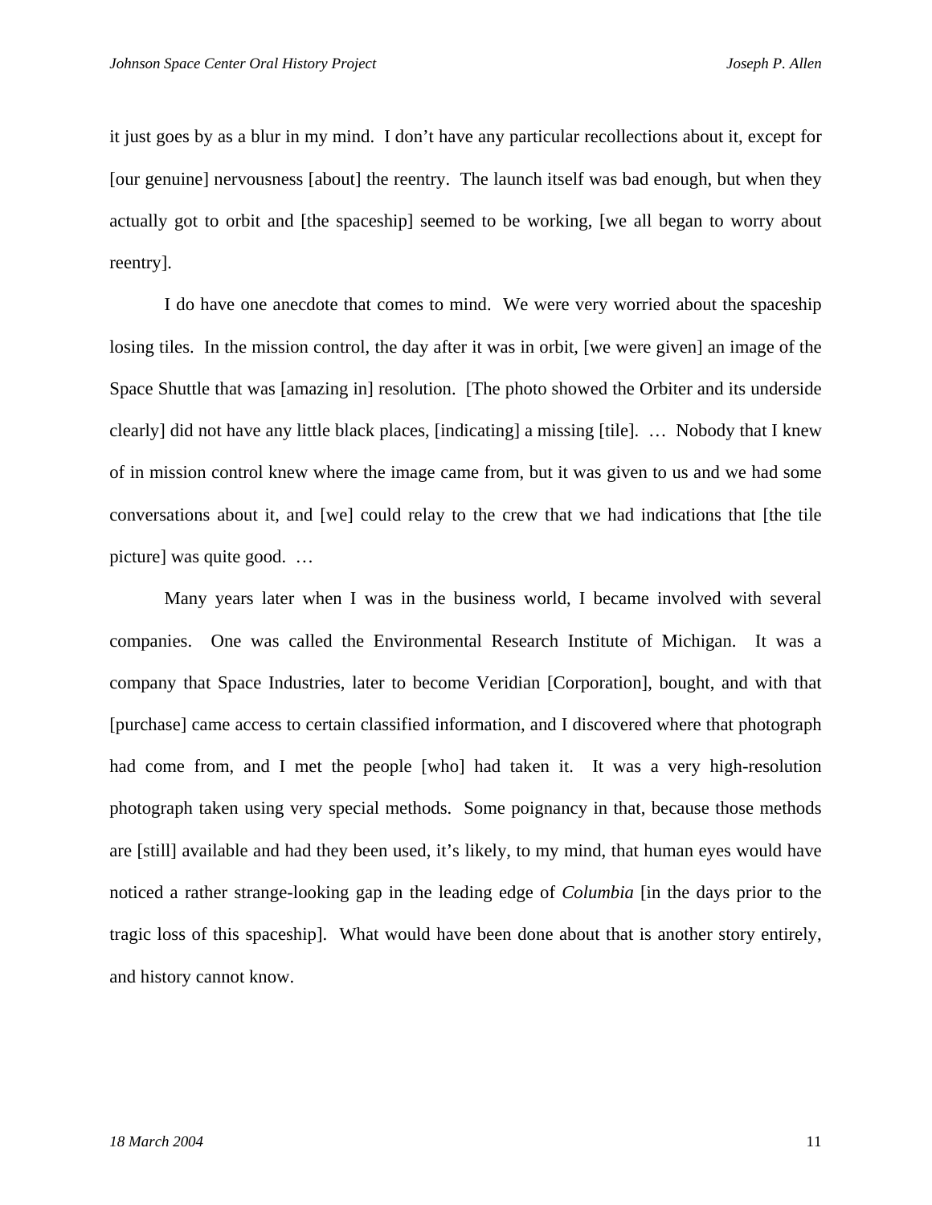it just goes by as a blur in my mind. I don't have any particular recollections about it, except for [our genuine] nervousness [about] the reentry. The launch itself was bad enough, but when they actually got to orbit and [the spaceship] seemed to be working, [we all began to worry about reentry].

I do have one anecdote that comes to mind. We were very worried about the spaceship losing tiles. In the mission control, the day after it was in orbit, [we were given] an image of the Space Shuttle that was [amazing in] resolution. [The photo showed the Orbiter and its underside clearly] did not have any little black places, [indicating] a missing [tile]. … Nobody that I knew of in mission control knew where the image came from, but it was given to us and we had some conversations about it, and [we] could relay to the crew that we had indications that [the tile picture] was quite good. …

Many years later when I was in the business world, I became involved with several companies. One was called the Environmental Research Institute of Michigan. It was a company that Space Industries, later to become Veridian [Corporation], bought, and with that [purchase] came access to certain classified information, and I discovered where that photograph had come from, and I met the people [who] had taken it. It was a very high-resolution photograph taken using very special methods. Some poignancy in that, because those methods are [still] available and had they been used, it's likely, to my mind, that human eyes would have noticed a rather strange-looking gap in the leading edge of *Columbia* [in the days prior to the tragic loss of this spaceship]. What would have been done about that is another story entirely, and history cannot know.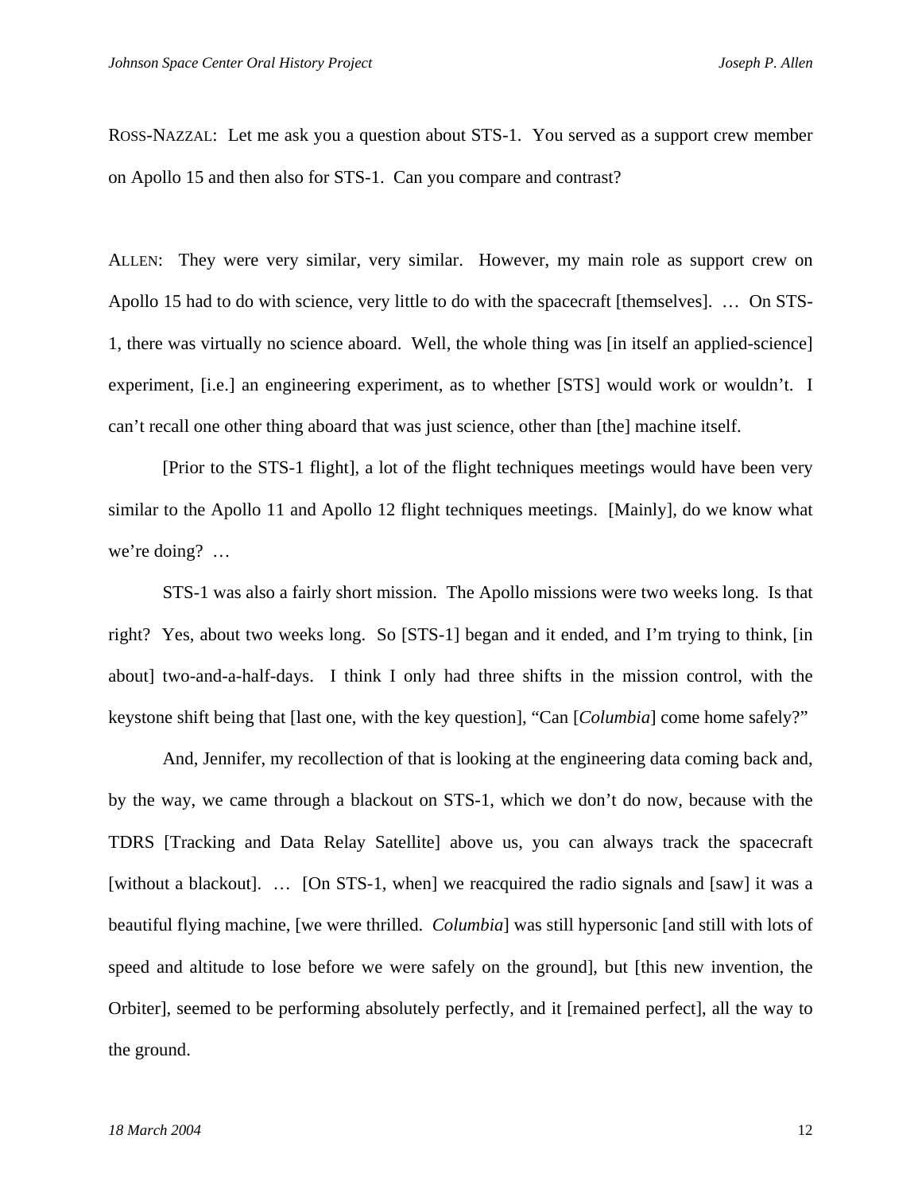ROSS-NAZZAL: Let me ask you a question about STS-1. You served as a support crew member on Apollo 15 and then also for STS-1. Can you compare and contrast?

ALLEN: They were very similar, very similar. However, my main role as support crew on Apollo 15 had to do with science, very little to do with the spacecraft [themselves]. … On STS-1, there was virtually no science aboard. Well, the whole thing was [in itself an applied-science] experiment, [i.e.] an engineering experiment, as to whether [STS] would work or wouldn't. I can't recall one other thing aboard that was just science, other than [the] machine itself.

[Prior to the STS-1 flight], a lot of the flight techniques meetings would have been very similar to the Apollo 11 and Apollo 12 flight techniques meetings. [Mainly], do we know what we're doing? …

STS-1 was also a fairly short mission. The Apollo missions were two weeks long. Is that right? Yes, about two weeks long. So [STS-1] began and it ended, and I'm trying to think, [in about] two-and-a-half-days. I think I only had three shifts in the mission control, with the keystone shift being that [last one, with the key question], "Can [*Columbia*] come home safely?"

And, Jennifer, my recollection of that is looking at the engineering data coming back and, by the way, we came through a blackout on STS-1, which we don't do now, because with the TDRS [Tracking and Data Relay Satellite] above us, you can always track the spacecraft [without a blackout]. … [On STS-1, when] we reacquired the radio signals and [saw] it was a beautiful flying machine, [we were thrilled. *Columbia*] was still hypersonic [and still with lots of speed and altitude to lose before we were safely on the ground], but [this new invention, the Orbiter], seemed to be performing absolutely perfectly, and it [remained perfect], all the way to the ground.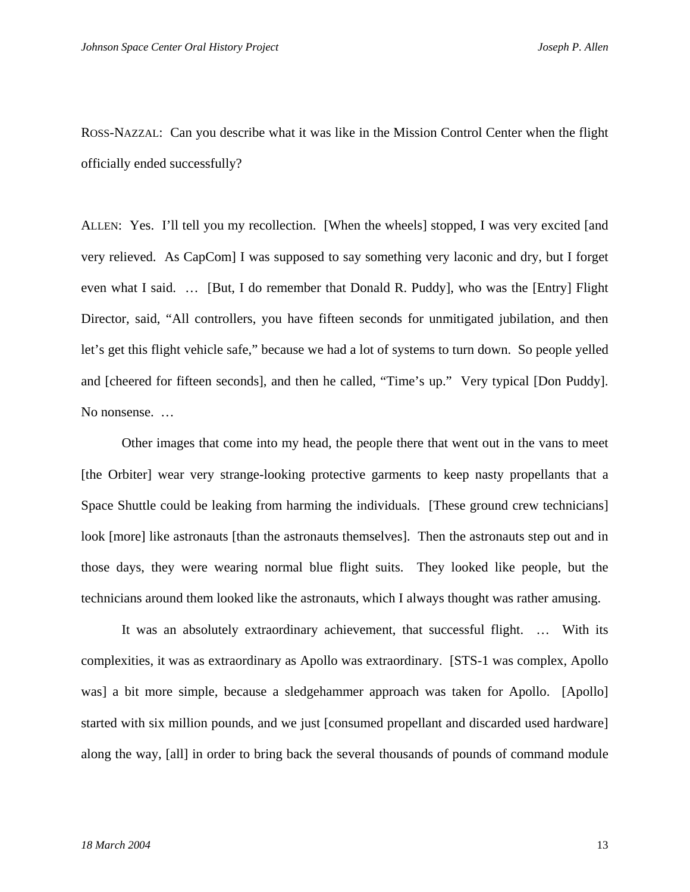ROSS-NAZZAL: Can you describe what it was like in the Mission Control Center when the flight officially ended successfully?

ALLEN: Yes. I'll tell you my recollection. [When the wheels] stopped, I was very excited [and very relieved. As CapCom] I was supposed to say something very laconic and dry, but I forget even what I said. … [But, I do remember that Donald R. Puddy], who was the [Entry] Flight Director, said, "All controllers, you have fifteen seconds for unmitigated jubilation, and then let's get this flight vehicle safe," because we had a lot of systems to turn down. So people yelled and [cheered for fifteen seconds], and then he called, "Time's up." Very typical [Don Puddy]. No nonsense. …

Other images that come into my head, the people there that went out in the vans to meet [the Orbiter] wear very strange-looking protective garments to keep nasty propellants that a Space Shuttle could be leaking from harming the individuals. [These ground crew technicians] look [more] like astronauts [than the astronauts themselves]. Then the astronauts step out and in those days, they were wearing normal blue flight suits. They looked like people, but the technicians around them looked like the astronauts, which I always thought was rather amusing.

It was an absolutely extraordinary achievement, that successful flight. … With its complexities, it was as extraordinary as Apollo was extraordinary. [STS-1 was complex, Apollo was] a bit more simple, because a sledgehammer approach was taken for Apollo. [Apollo] started with six million pounds, and we just [consumed propellant and discarded used hardware] along the way, [all] in order to bring back the several thousands of pounds of command module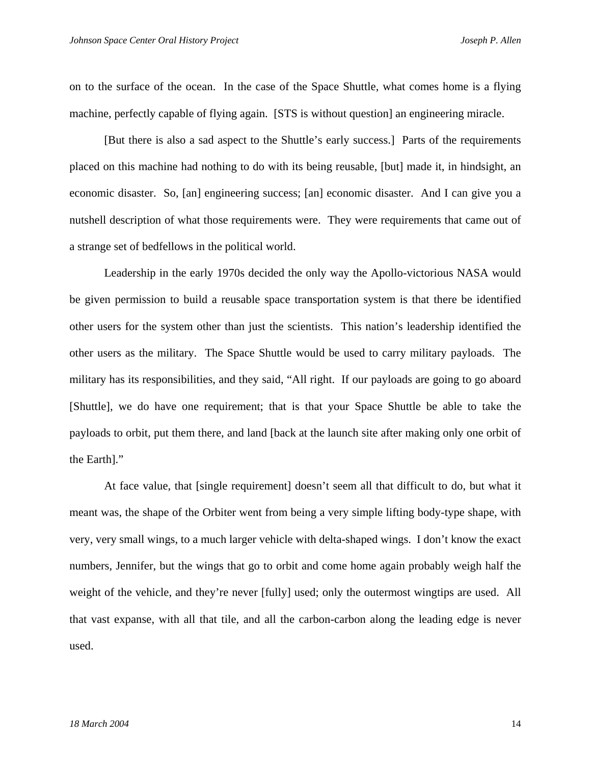on to the surface of the ocean. In the case of the Space Shuttle, what comes home is a flying machine, perfectly capable of flying again. [STS is without question] an engineering miracle.

[But there is also a sad aspect to the Shuttle's early success.] Parts of the requirements placed on this machine had nothing to do with its being reusable, [but] made it, in hindsight, an economic disaster. So, [an] engineering success; [an] economic disaster. And I can give you a nutshell description of what those requirements were. They were requirements that came out of a strange set of bedfellows in the political world.

Leadership in the early 1970s decided the only way the Apollo-victorious NASA would be given permission to build a reusable space transportation system is that there be identified other users for the system other than just the scientists. This nation's leadership identified the other users as the military. The Space Shuttle would be used to carry military payloads. The military has its responsibilities, and they said, "All right. If our payloads are going to go aboard [Shuttle], we do have one requirement; that is that your Space Shuttle be able to take the payloads to orbit, put them there, and land [back at the launch site after making only one orbit of the Earth]."

At face value, that [single requirement] doesn't seem all that difficult to do, but what it meant was, the shape of the Orbiter went from being a very simple lifting body-type shape, with very, very small wings, to a much larger vehicle with delta-shaped wings. I don't know the exact numbers, Jennifer, but the wings that go to orbit and come home again probably weigh half the weight of the vehicle, and they're never [fully] used; only the outermost wingtips are used. All that vast expanse, with all that tile, and all the carbon-carbon along the leading edge is never used.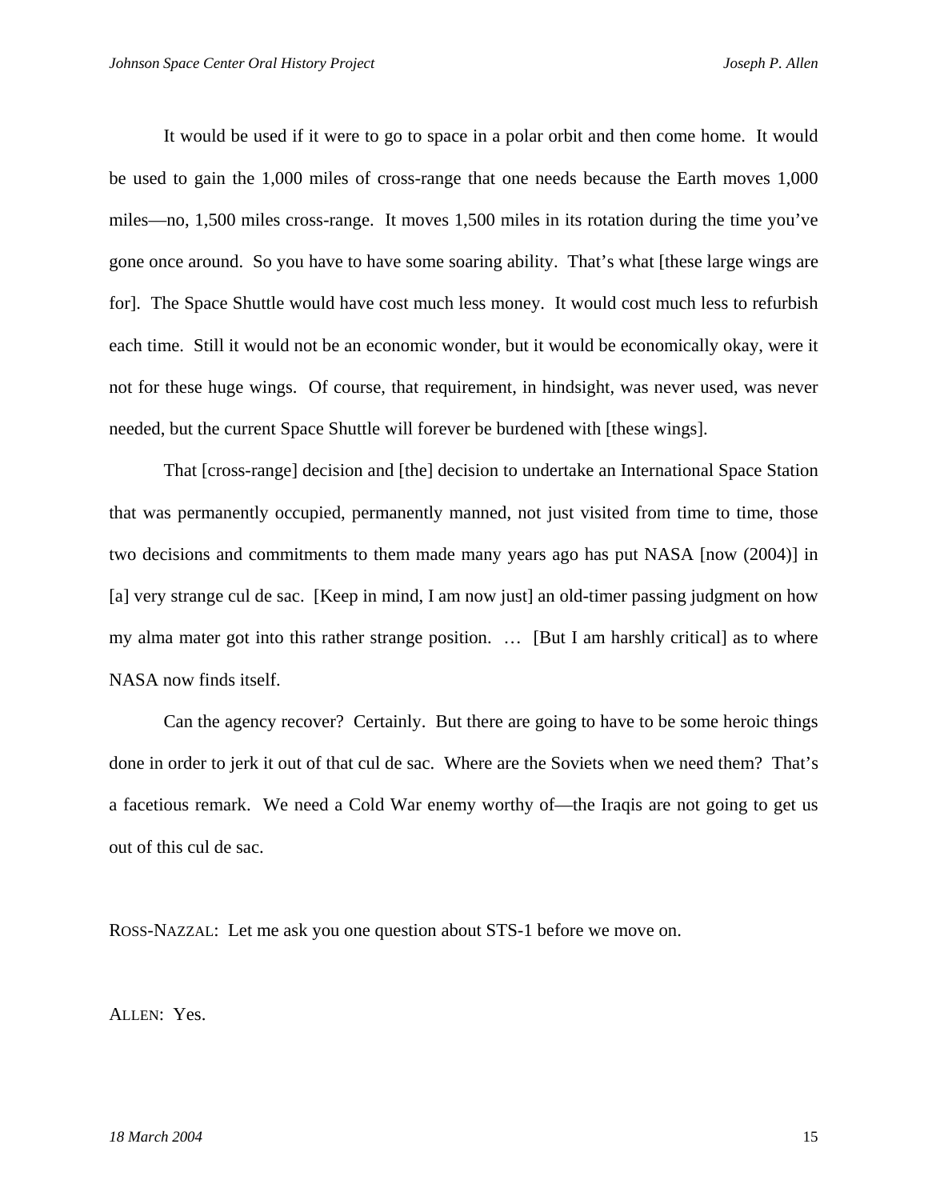It would be used if it were to go to space in a polar orbit and then come home. It would be used to gain the 1,000 miles of cross-range that one needs because the Earth moves 1,000 miles—no, 1,500 miles cross-range. It moves 1,500 miles in its rotation during the time you've gone once around. So you have to have some soaring ability. That's what [these large wings are for]. The Space Shuttle would have cost much less money. It would cost much less to refurbish each time. Still it would not be an economic wonder, but it would be economically okay, were it not for these huge wings. Of course, that requirement, in hindsight, was never used, was never needed, but the current Space Shuttle will forever be burdened with [these wings].

That [cross-range] decision and [the] decision to undertake an International Space Station that was permanently occupied, permanently manned, not just visited from time to time, those two decisions and commitments to them made many years ago has put NASA [now (2004)] in [a] very strange cul de sac. [Keep in mind, I am now just] an old-timer passing judgment on how my alma mater got into this rather strange position. … [But I am harshly critical] as to where NASA now finds itself.

Can the agency recover? Certainly. But there are going to have to be some heroic things done in order to jerk it out of that cul de sac. Where are the Soviets when we need them? That's a facetious remark. We need a Cold War enemy worthy of—the Iraqis are not going to get us out of this cul de sac.

ROSS-NAZZAL: Let me ask you one question about STS-1 before we move on.

ALLEN: Yes.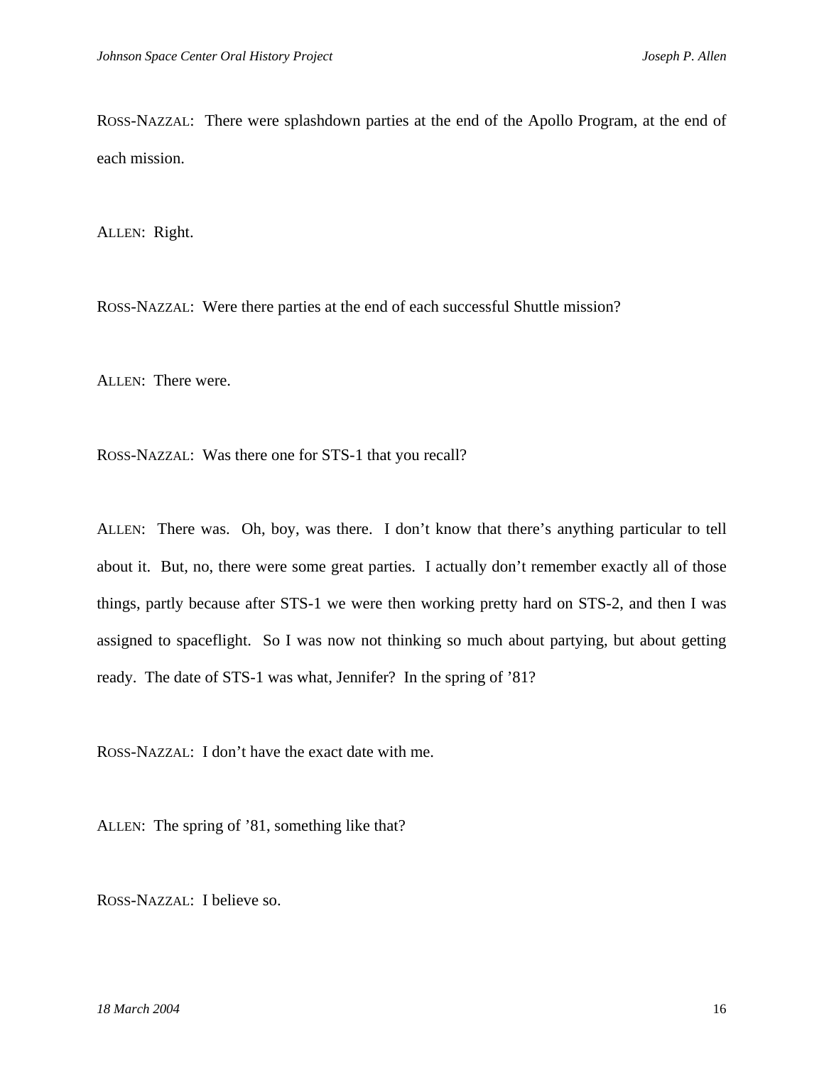ROSS-NAZZAL: There were splashdown parties at the end of the Apollo Program, at the end of each mission.

ALLEN: Right.

ROSS-NAZZAL: Were there parties at the end of each successful Shuttle mission?

ALLEN: There were.

ROSS-NAZZAL: Was there one for STS-1 that you recall?

ALLEN: There was. Oh, boy, was there. I don't know that there's anything particular to tell about it. But, no, there were some great parties. I actually don't remember exactly all of those things, partly because after STS-1 we were then working pretty hard on STS-2, and then I was assigned to spaceflight. So I was now not thinking so much about partying, but about getting ready. The date of STS-1 was what, Jennifer? In the spring of '81?

ROSS-NAZZAL: I don't have the exact date with me.

ALLEN: The spring of '81, something like that?

ROSS-NAZZAL: I believe so.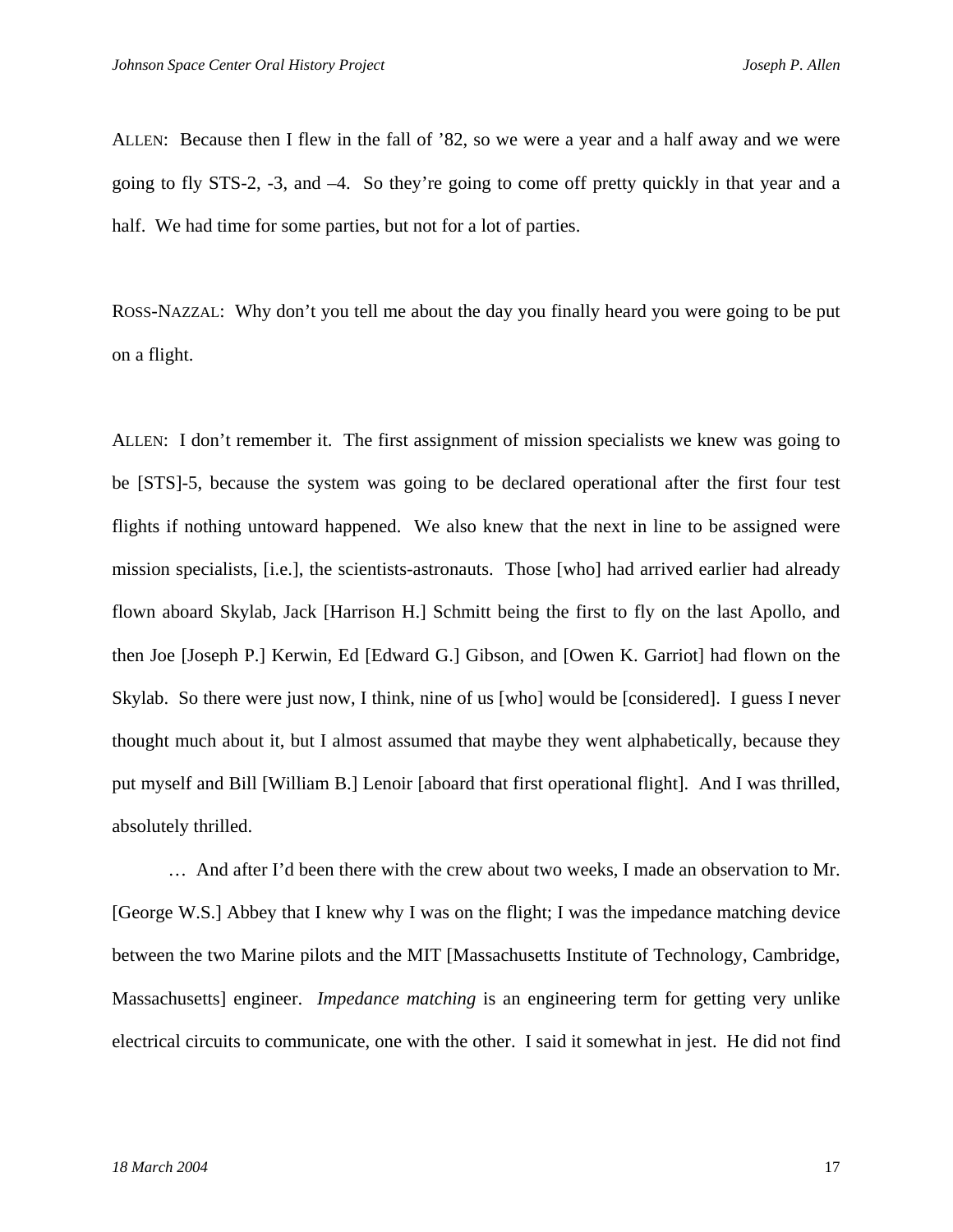ALLEN: Because then I flew in the fall of ’82, so we were a year and a half away and we were going to fly STS-2, -3, and –4. So they’re going to come off pretty quickly in that year and a half. We had time for some parties, but not for a lot of parties.

ROSS-NAZZAL: Why don’t you tell me about the day you finally heard you were going to be put on a flight.

ALLEN: I don’t remember it. The first assignment of mission specialists we knew was going to be [STS]-5, because the system was going to be declared operational after the first four test flights if nothing untoward happened. We also knew that the next in line to be assigned were mission specialists, [i.e.], the scientists-astronauts. Those [who] had arrived earlier had already flown aboard Skylab, Jack [Harrison H.] Schmitt being the first to fly on the last Apollo, and then Joe [Joseph P.] Kerwin, Ed [Edward G.] Gibson, and [Owen K. Garriot] had flown on the Skylab. So there were just now, I think, nine of us [who] would be [considered]. I guess I never thought much about it, but I almost assumed that maybe they went alphabetically, because they put myself and Bill [William B.] Lenoir [aboard that first operational flight]. And I was thrilled, absolutely thrilled.

… And after I’d been there with the crew about two weeks, I made an observation to Mr. [George W.S.] Abbey that I knew why I was on the flight; I was the impedance matching device between the two Marine pilots and the MIT [Massachusetts Institute of Technology, Cambridge, Massachusetts] engineer. *Impedance matching* is an engineering term for getting very unlike electrical circuits to communicate, one with the other. I said it somewhat in jest. He did not find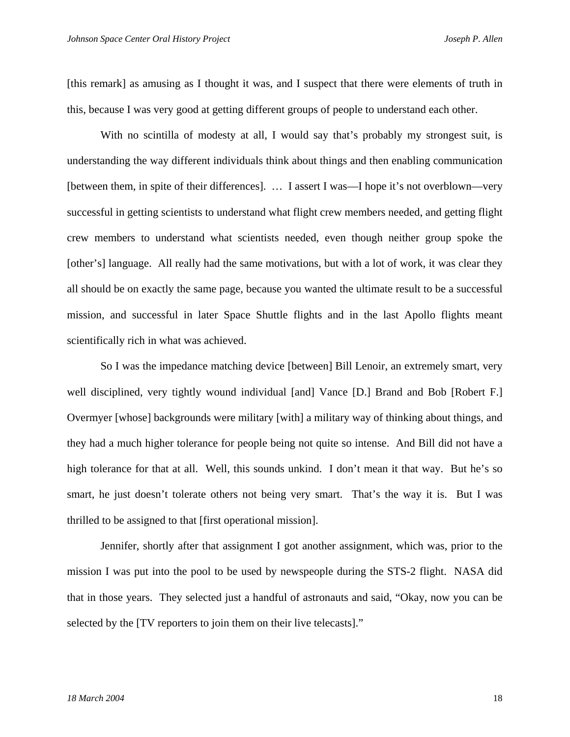[this remark] as amusing as I thought it was, and I suspect that there were elements of truth in this, because I was very good at getting different groups of people to understand each other.

With no scintilla of modesty at all, I would say that's probably my strongest suit, is understanding the way different individuals think about things and then enabling communication [between them, in spite of their differences]. … I assert I was—I hope it's not overblown—very successful in getting scientists to understand what flight crew members needed, and getting flight crew members to understand what scientists needed, even though neither group spoke the [other's] language. All really had the same motivations, but with a lot of work, it was clear they all should be on exactly the same page, because you wanted the ultimate result to be a successful mission, and successful in later Space Shuttle flights and in the last Apollo flights meant scientifically rich in what was achieved.

So I was the impedance matching device [between] Bill Lenoir, an extremely smart, very well disciplined, very tightly wound individual [and] Vance [D.] Brand and Bob [Robert F.] Overmyer [whose] backgrounds were military [with] a military way of thinking about things, and they had a much higher tolerance for people being not quite so intense. And Bill did not have a high tolerance for that at all. Well, this sounds unkind. I don't mean it that way. But he's so smart, he just doesn't tolerate others not being very smart. That's the way it is. But I was thrilled to be assigned to that [first operational mission].

Jennifer, shortly after that assignment I got another assignment, which was, prior to the mission I was put into the pool to be used by newspeople during the STS-2 flight. NASA did that in those years. They selected just a handful of astronauts and said, "Okay, now you can be selected by the [TV reporters to join them on their live telecasts]."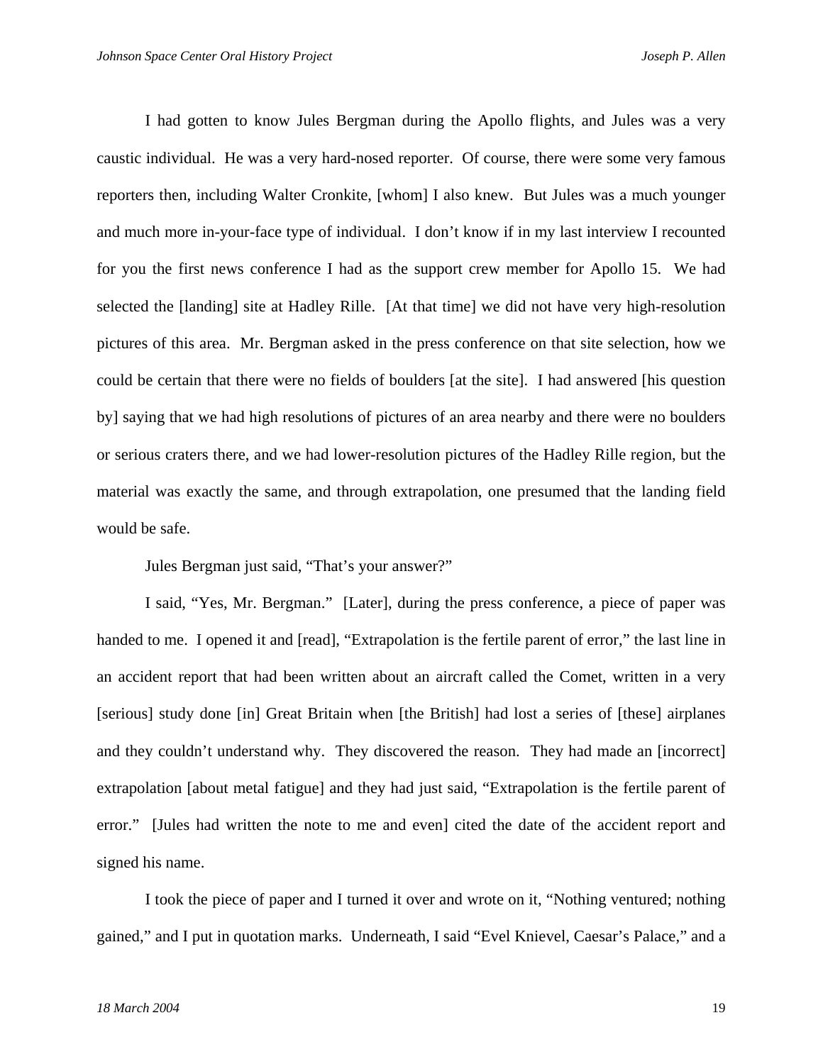I had gotten to know Jules Bergman during the Apollo flights, and Jules was a very caustic individual. He was a very hard-nosed reporter. Of course, there were some very famous reporters then, including Walter Cronkite, [whom] I also knew. But Jules was a much younger and much more in-your-face type of individual. I don't know if in my last interview I recounted for you the first news conference I had as the support crew member for Apollo 15. We had selected the [landing] site at Hadley Rille. [At that time] we did not have very high-resolution pictures of this area. Mr. Bergman asked in the press conference on that site selection, how we could be certain that there were no fields of boulders [at the site]. I had answered [his question by] saying that we had high resolutions of pictures of an area nearby and there were no boulders or serious craters there, and we had lower-resolution pictures of the Hadley Rille region, but the material was exactly the same, and through extrapolation, one presumed that the landing field would be safe.

Jules Bergman just said, "That's your answer?"

I said, "Yes, Mr. Bergman." [Later], during the press conference, a piece of paper was handed to me. I opened it and [read], "Extrapolation is the fertile parent of error," the last line in an accident report that had been written about an aircraft called the Comet, written in a very [serious] study done [in] Great Britain when [the British] had lost a series of [these] airplanes and they couldn't understand why. They discovered the reason. They had made an [incorrect] extrapolation [about metal fatigue] and they had just said, "Extrapolation is the fertile parent of error." [Jules had written the note to me and even] cited the date of the accident report and signed his name.

I took the piece of paper and I turned it over and wrote on it, "Nothing ventured; nothing gained," and I put in quotation marks. Underneath, I said "Evel Knievel, Caesar's Palace," and a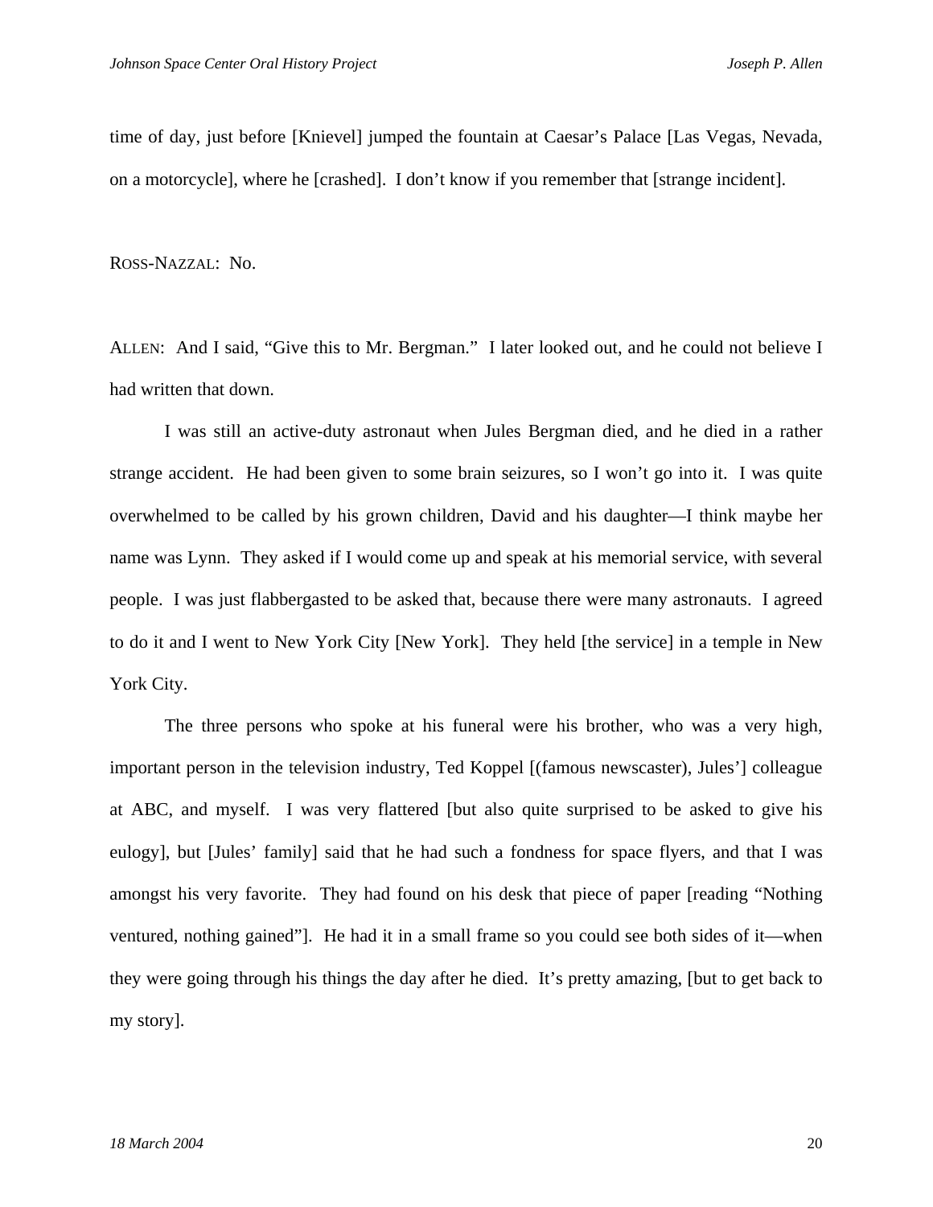time of day, just before [Knievel] jumped the fountain at Caesar's Palace [Las Vegas, Nevada, on a motorcycle], where he [crashed]. I don't know if you remember that [strange incident].

ROSS-NAZZAL: No.

ALLEN: And I said, "Give this to Mr. Bergman." I later looked out, and he could not believe I had written that down.

I was still an active-duty astronaut when Jules Bergman died, and he died in a rather strange accident. He had been given to some brain seizures, so I won't go into it. I was quite overwhelmed to be called by his grown children, David and his daughter—I think maybe her name was Lynn. They asked if I would come up and speak at his memorial service, with several people. I was just flabbergasted to be asked that, because there were many astronauts. I agreed to do it and I went to New York City [New York]. They held [the service] in a temple in New York City.

The three persons who spoke at his funeral were his brother, who was a very high, important person in the television industry, Ted Koppel [(famous newscaster), Jules'] colleague at ABC, and myself. I was very flattered [but also quite surprised to be asked to give his eulogy], but [Jules' family] said that he had such a fondness for space flyers, and that I was amongst his very favorite. They had found on his desk that piece of paper [reading "Nothing ventured, nothing gained"]. He had it in a small frame so you could see both sides of it—when they were going through his things the day after he died. It's pretty amazing, [but to get back to my story].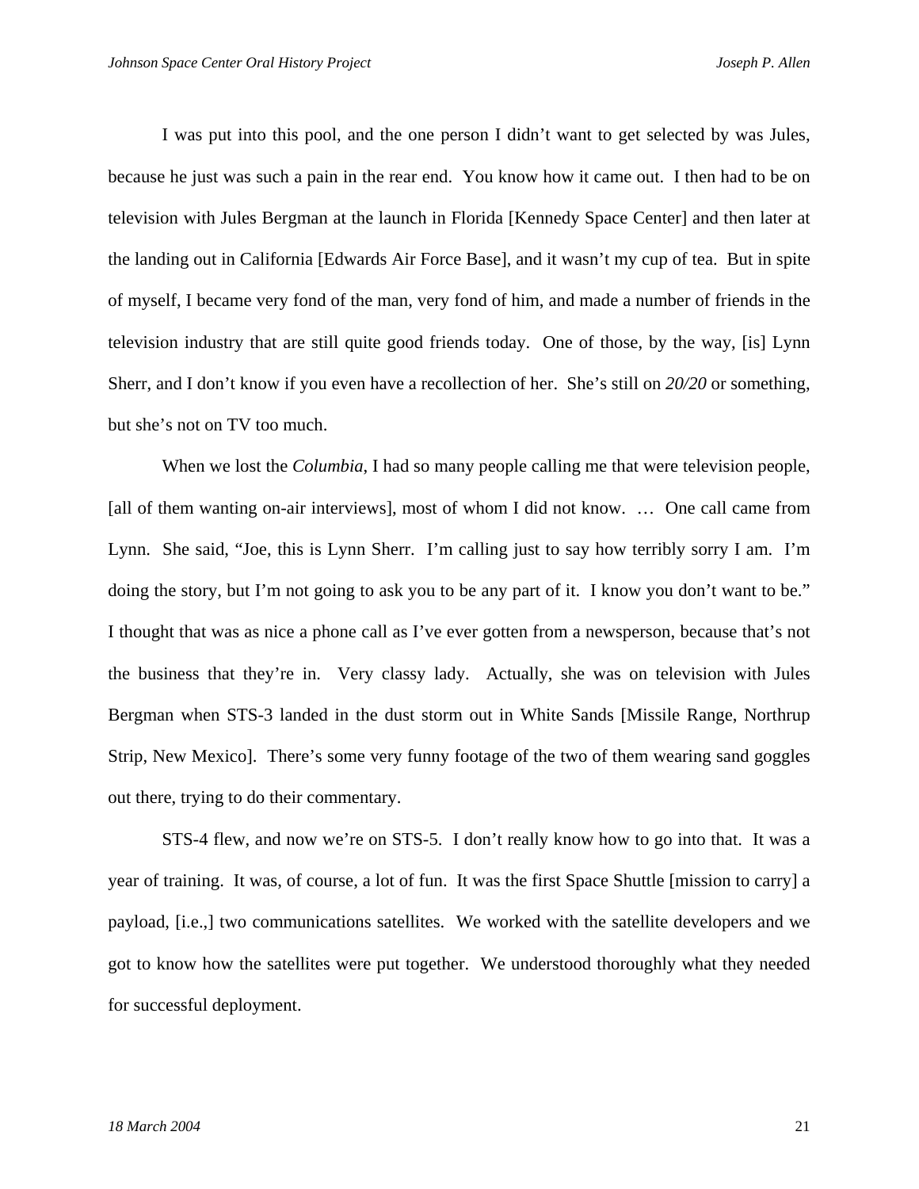I was put into this pool, and the one person I didn't want to get selected by was Jules, because he just was such a pain in the rear end. You know how it came out. I then had to be on television with Jules Bergman at the launch in Florida [Kennedy Space Center] and then later at the landing out in California [Edwards Air Force Base], and it wasn't my cup of tea. But in spite of myself, I became very fond of the man, very fond of him, and made a number of friends in the television industry that are still quite good friends today. One of those, by the way, [is] Lynn Sherr, and I don't know if you even have a recollection of her. She's still on *20/20* or something, but she's not on TV too much.

When we lost the *Columbia*, I had so many people calling me that were television people, [all of them wanting on-air interviews], most of whom I did not know. … One call came from Lynn. She said, "Joe, this is Lynn Sherr. I'm calling just to say how terribly sorry I am. I'm doing the story, but I'm not going to ask you to be any part of it. I know you don't want to be." I thought that was as nice a phone call as I've ever gotten from a newsperson, because that's not the business that they're in. Very classy lady. Actually, she was on television with Jules Bergman when STS-3 landed in the dust storm out in White Sands [Missile Range, Northrup Strip, New Mexico]. There's some very funny footage of the two of them wearing sand goggles out there, trying to do their commentary.

STS-4 flew, and now we're on STS-5. I don't really know how to go into that. It was a year of training. It was, of course, a lot of fun. It was the first Space Shuttle [mission to carry] a payload, [i.e.,] two communications satellites. We worked with the satellite developers and we got to know how the satellites were put together. We understood thoroughly what they needed for successful deployment.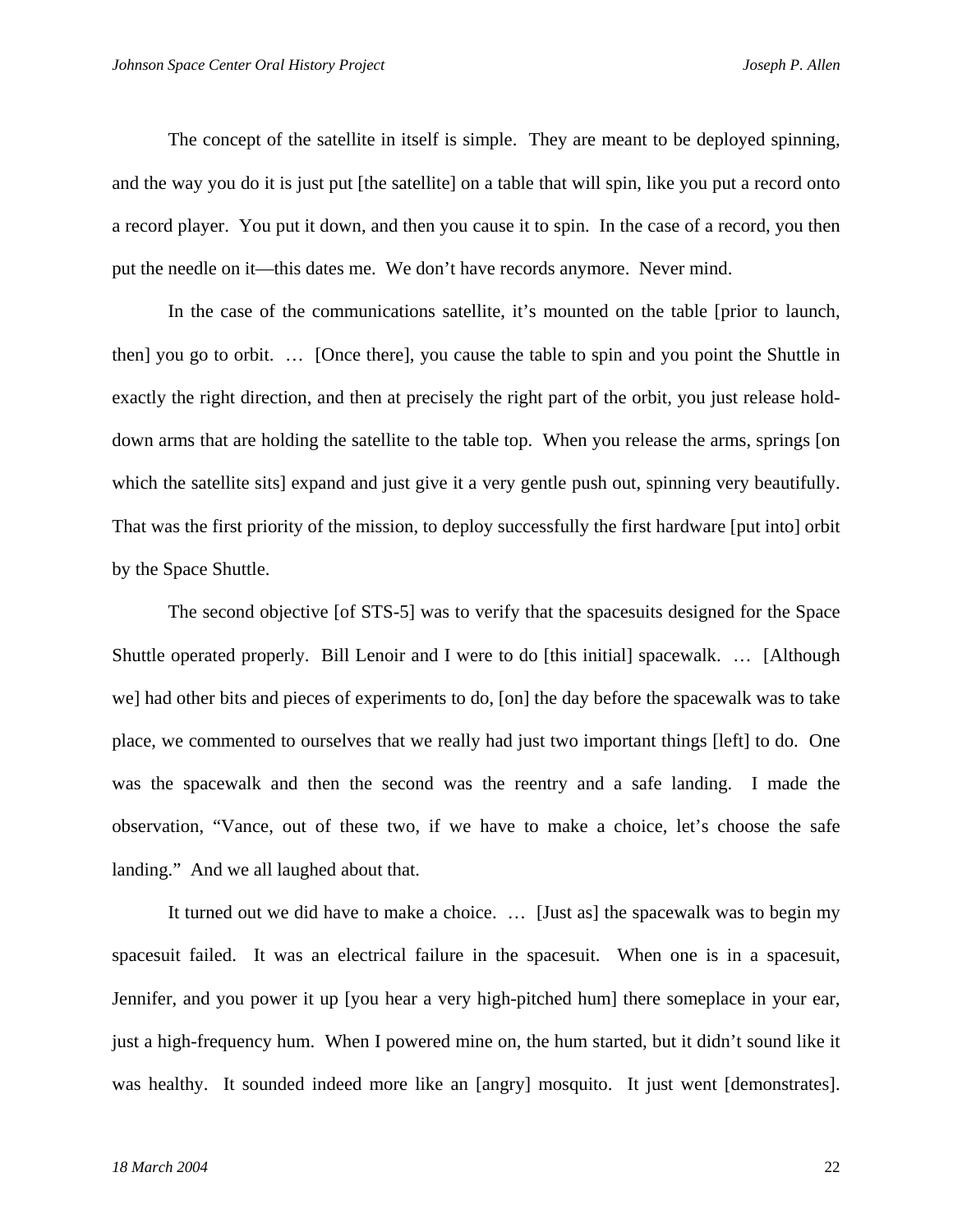The concept of the satellite in itself is simple. They are meant to be deployed spinning, and the way you do it is just put [the satellite] on a table that will spin, like you put a record onto a record player. You put it down, and then you cause it to spin. In the case of a record, you then put the needle on it—this dates me. We don't have records anymore. Never mind.

In the case of the communications satellite, it's mounted on the table [prior to launch, then] you go to orbit. … [Once there], you cause the table to spin and you point the Shuttle in exactly the right direction, and then at precisely the right part of the orbit, you just release hold-down arms that are holding the satellite to the table top. When you release the arms, springs [on which the satellite sits] expand and just give it a very gentle push out, spinning very beautifully. That was the first priority of the mission, to deploy successfully the first hardware [put into] orbit by the Space Shuttle.

The second objective [of STS-5] was to verify that the spacesuits designed for the Space Shuttle operated properly. Bill Lenoir and I were to do [this initial] spacewalk. … [Although we] had other bits and pieces of experiments to do, [on] the day before the spacewalk was to take place, we commented to ourselves that we really had just two important things [left] to do. One was the spacewalk and then the second was the reentry and a safe landing. I made the observation, "Vance, out of these two, if we have to make a choice, let's choose the safe landing." And we all laughed about that.

It turned out we did have to make a choice. … [Just as] the spacewalk was to begin my spacesuit failed. It was an electrical failure in the spacesuit. When one is in a spacesuit, Jennifer, and you power it up [you hear a very high-pitched hum] there someplace in your ear, just a high-frequency hum. When I powered mine on, the hum started, but it didn't sound like it was healthy. It sounded indeed more like an [angry] mosquito. It just went [demonstrates].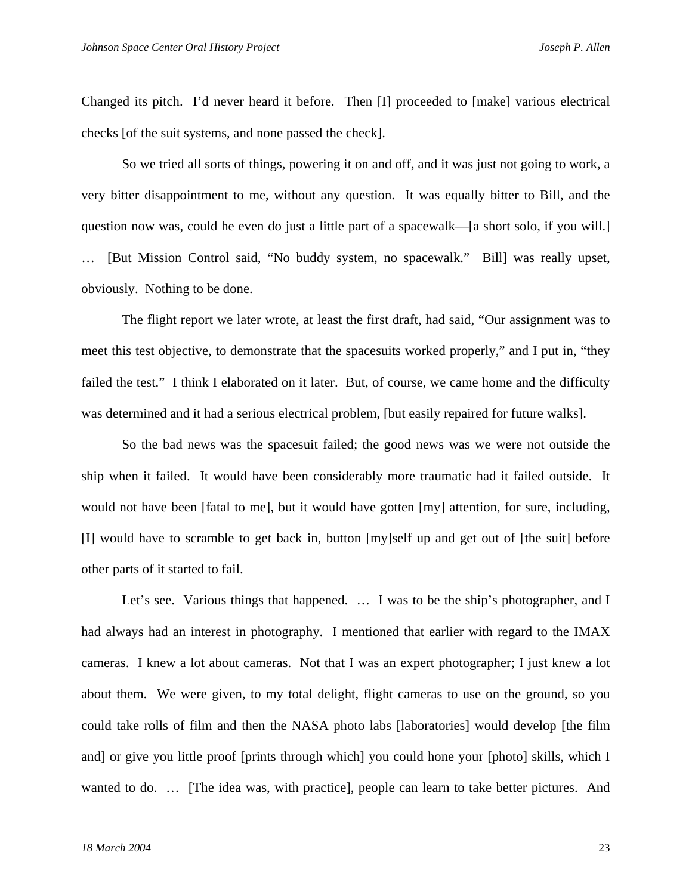Changed its pitch. I'd never heard it before. Then [I] proceeded to [make] various electrical checks [of the suit systems, and none passed the check].

So we tried all sorts of things, powering it on and off, and it was just not going to work, a very bitter disappointment to me, without any question. It was equally bitter to Bill, and the question now was, could he even do just a little part of a spacewalk—[a short solo, if you will.] … [But Mission Control said, "No buddy system, no spacewalk." Bill] was really upset, obviously. Nothing to be done.

The flight report we later wrote, at least the first draft, had said, "Our assignment was to meet this test objective, to demonstrate that the spacesuits worked properly," and I put in, "they failed the test." I think I elaborated on it later. But, of course, we came home and the difficulty was determined and it had a serious electrical problem, [but easily repaired for future walks].

So the bad news was the spacesuit failed; the good news was we were not outside the ship when it failed. It would have been considerably more traumatic had it failed outside. It would not have been [fatal to me], but it would have gotten [my] attention, for sure, including, [I] would have to scramble to get back in, button [my]self up and get out of [the suit] before other parts of it started to fail.

Let's see. Various things that happened. … I was to be the ship's photographer, and I had always had an interest in photography. I mentioned that earlier with regard to the IMAX cameras. I knew a lot about cameras. Not that I was an expert photographer; I just knew a lot about them. We were given, to my total delight, flight cameras to use on the ground, so you could take rolls of film and then the NASA photo labs [laboratories] would develop [the film and] or give you little proof [prints through which] you could hone your [photo] skills, which I wanted to do. … [The idea was, with practice], people can learn to take better pictures. And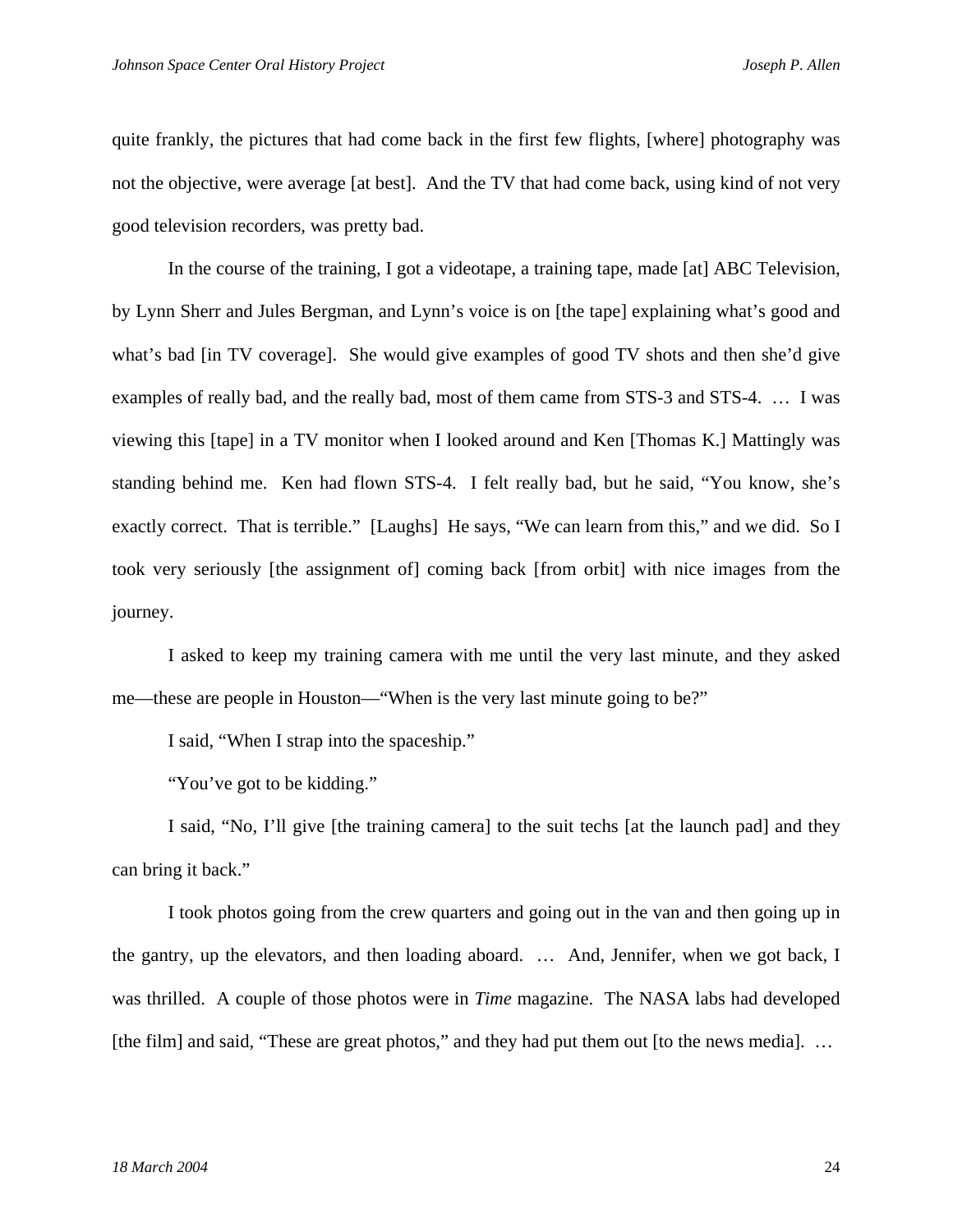quite frankly, the pictures that had come back in the first few flights, [where] photography was not the objective, were average [at best]. And the TV that had come back, using kind of not very good television recorders, was pretty bad.

In the course of the training, I got a videotape, a training tape, made [at] ABC Television, by Lynn Sherr and Jules Bergman, and Lynn's voice is on [the tape] explaining what's good and what's bad [in TV coverage]. She would give examples of good TV shots and then she'd give examples of really bad, and the really bad, most of them came from STS-3 and STS-4. … I was viewing this [tape] in a TV monitor when I looked around and Ken [Thomas K.] Mattingly was standing behind me. Ken had flown STS-4. I felt really bad, but he said, "You know, she's exactly correct. That is terrible." [Laughs] He says, "We can learn from this," and we did. So I took very seriously [the assignment of] coming back [from orbit] with nice images from the journey.

I asked to keep my training camera with me until the very last minute, and they asked me—these are people in Houston—"When is the very last minute going to be?"

I said, "When I strap into the spaceship."

"You've got to be kidding."

I said, "No, I'll give [the training camera] to the suit techs [at the launch pad] and they can bring it back."

I took photos going from the crew quarters and going out in the van and then going up in the gantry, up the elevators, and then loading aboard. … And, Jennifer, when we got back, I was thrilled. A couple of those photos were in *Time* magazine. The NASA labs had developed [the film] and said, "These are great photos," and they had put them out [to the news media]. …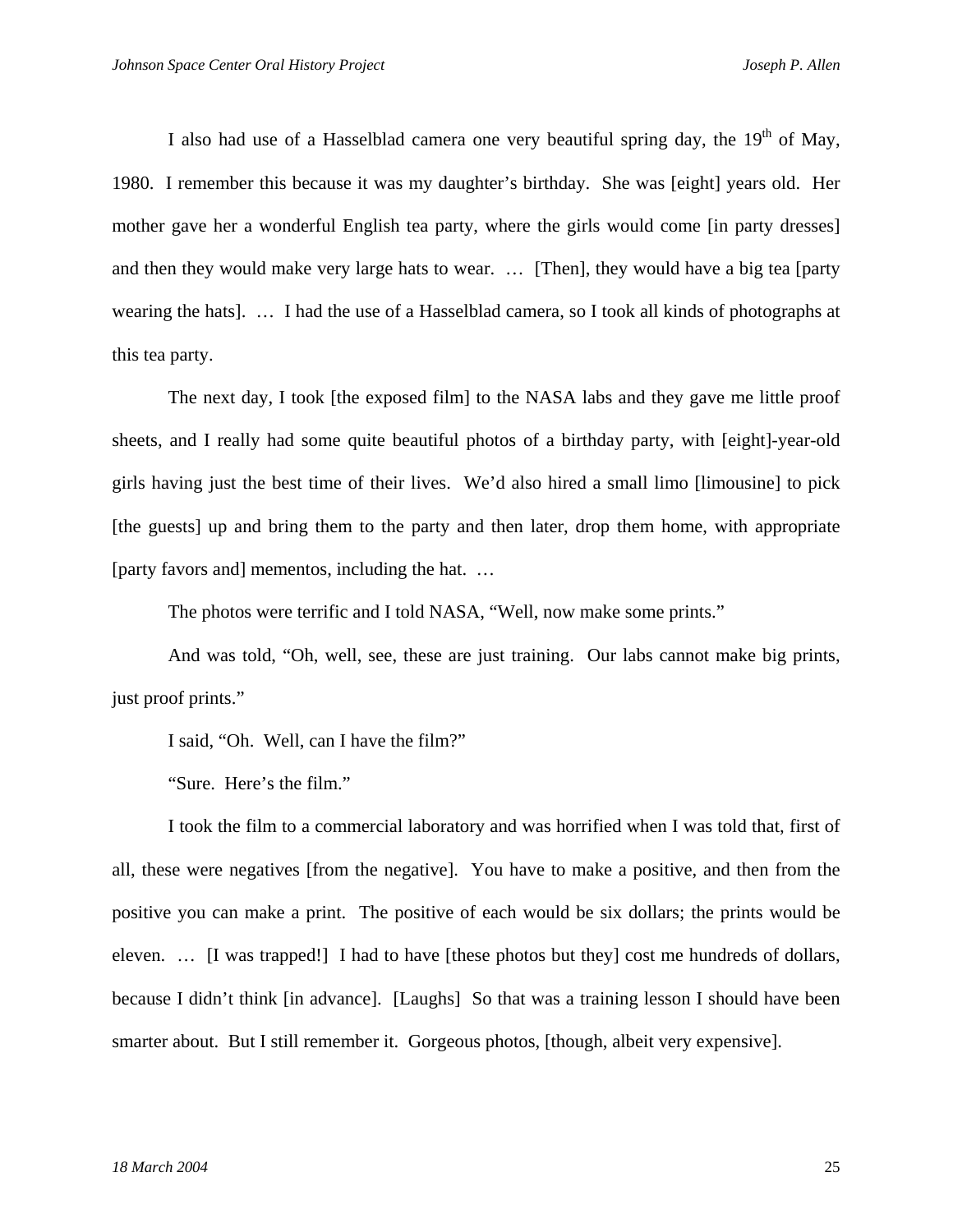I also had use of a Hasselblad camera one very beautiful spring day, the 19th of May, 1980. I remember this because it was my daughter's birthday. She was [eight] years old. Her mother gave her a wonderful English tea party, where the girls would come [in party dresses] and then they would make very large hats to wear. … [Then], they would have a big tea [party wearing the hats]. … I had the use of a Hasselblad camera, so I took all kinds of photographs at this tea party.

The next day, I took [the exposed film] to the NASA labs and they gave me little proof sheets, and I really had some quite beautiful photos of a birthday party, with [eight]-year-old girls having just the best time of their lives. We'd also hired a small limo [limousine] to pick [the guests] up and bring them to the party and then later, drop them home, with appropriate [party favors and] mementos, including the hat. …

The photos were terrific and I told NASA, "Well, now make some prints."

And was told, "Oh, well, see, these are just training. Our labs cannot make big prints, just proof prints."

I said, "Oh. Well, can I have the film?"

"Sure. Here's the film."

I took the film to a commercial laboratory and was horrified when I was told that, first of all, these were negatives [from the negative]. You have to make a positive, and then from the positive you can make a print. The positive of each would be six dollars; the prints would be eleven. … [I was trapped!] I had to have [these photos but they] cost me hundreds of dollars, because I didn't think [in advance]. [Laughs] So that was a training lesson I should have been smarter about. But I still remember it. Gorgeous photos, [though, albeit very expensive].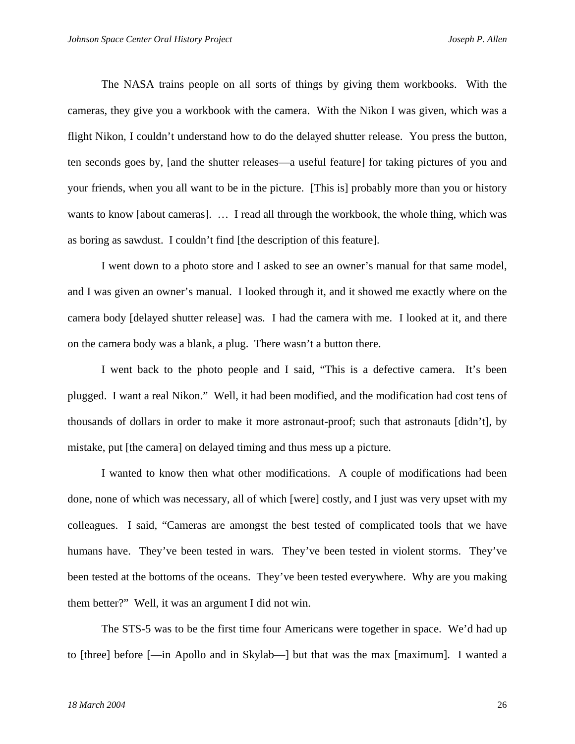The NASA trains people on all sorts of things by giving them workbooks. With the cameras, they give you a workbook with the camera. With the Nikon I was given, which was a flight Nikon, I couldn't understand how to do the delayed shutter release. You press the button, ten seconds goes by, [and the shutter releases—a useful feature] for taking pictures of you and your friends, when you all want to be in the picture. [This is] probably more than you or history wants to know [about cameras]. … I read all through the workbook, the whole thing, which was as boring as sawdust. I couldn't find [the description of this feature].

I went down to a photo store and I asked to see an owner's manual for that same model, and I was given an owner's manual. I looked through it, and it showed me exactly where on the camera body [delayed shutter release] was. I had the camera with me. I looked at it, and there on the camera body was a blank, a plug. There wasn't a button there.

I went back to the photo people and I said, "This is a defective camera. It's been plugged. I want a real Nikon." Well, it had been modified, and the modification had cost tens of thousands of dollars in order to make it more astronaut-proof; such that astronauts [didn't], by mistake, put [the camera] on delayed timing and thus mess up a picture.

I wanted to know then what other modifications. A couple of modifications had been done, none of which was necessary, all of which [were] costly, and I just was very upset with my colleagues. I said, "Cameras are amongst the best tested of complicated tools that we have humans have. They've been tested in wars. They've been tested in violent storms. They've been tested at the bottoms of the oceans. They've been tested everywhere. Why are you making them better?" Well, it was an argument I did not win.

The STS-5 was to be the first time four Americans were together in space. We'd had up to [three] before [—in Apollo and in Skylab—] but that was the max [maximum]. I wanted a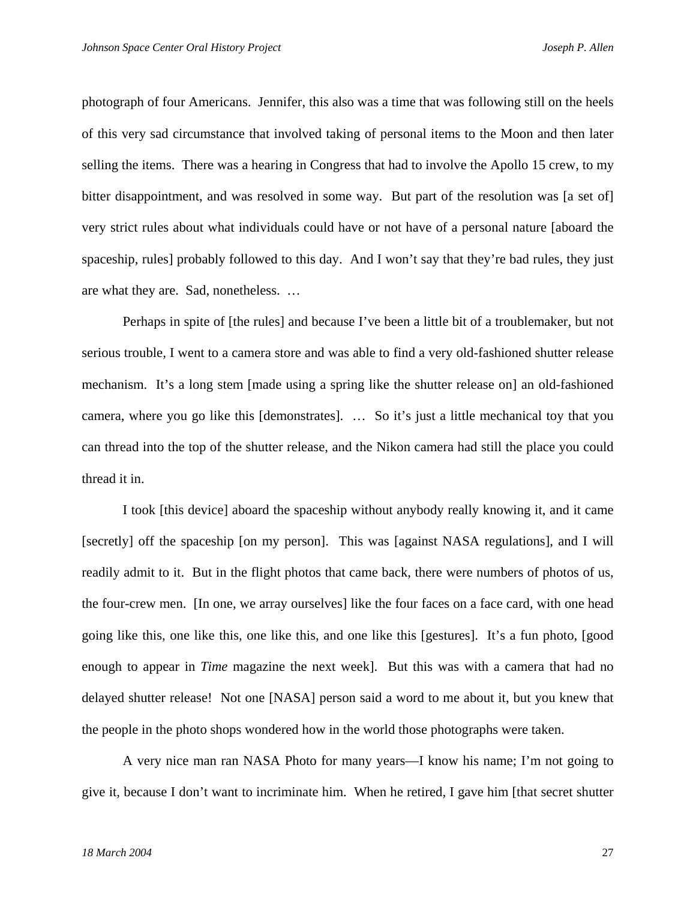photograph of four Americans. Jennifer, this also was a time that was following still on the heels of this very sad circumstance that involved taking of personal items to the Moon and then later selling the items. There was a hearing in Congress that had to involve the Apollo 15 crew, to my bitter disappointment, and was resolved in some way. But part of the resolution was [a set of] very strict rules about what individuals could have or not have of a personal nature [aboard the spaceship, rules] probably followed to this day. And I won't say that they're bad rules, they just are what they are. Sad, nonetheless. …

Perhaps in spite of [the rules] and because I've been a little bit of a troublemaker, but not serious trouble, I went to a camera store and was able to find a very old-fashioned shutter release mechanism. It's a long stem [made using a spring like the shutter release on] an old-fashioned camera, where you go like this [demonstrates]. … So it's just a little mechanical toy that you can thread into the top of the shutter release, and the Nikon camera had still the place you could thread it in.

I took [this device] aboard the spaceship without anybody really knowing it, and it came [secretly] off the spaceship [on my person]. This was [against NASA regulations], and I will readily admit to it. But in the flight photos that came back, there were numbers of photos of us, the four-crew men. [In one, we array ourselves] like the four faces on a face card, with one head going like this, one like this, one like this, and one like this [gestures]. It's a fun photo, [good enough to appear in *Time* magazine the next week]. But this was with a camera that had no delayed shutter release! Not one [NASA] person said a word to me about it, but you knew that the people in the photo shops wondered how in the world those photographs were taken.

A very nice man ran NASA Photo for many years—I know his name; I'm not going to give it, because I don't want to incriminate him. When he retired, I gave him [that secret shutter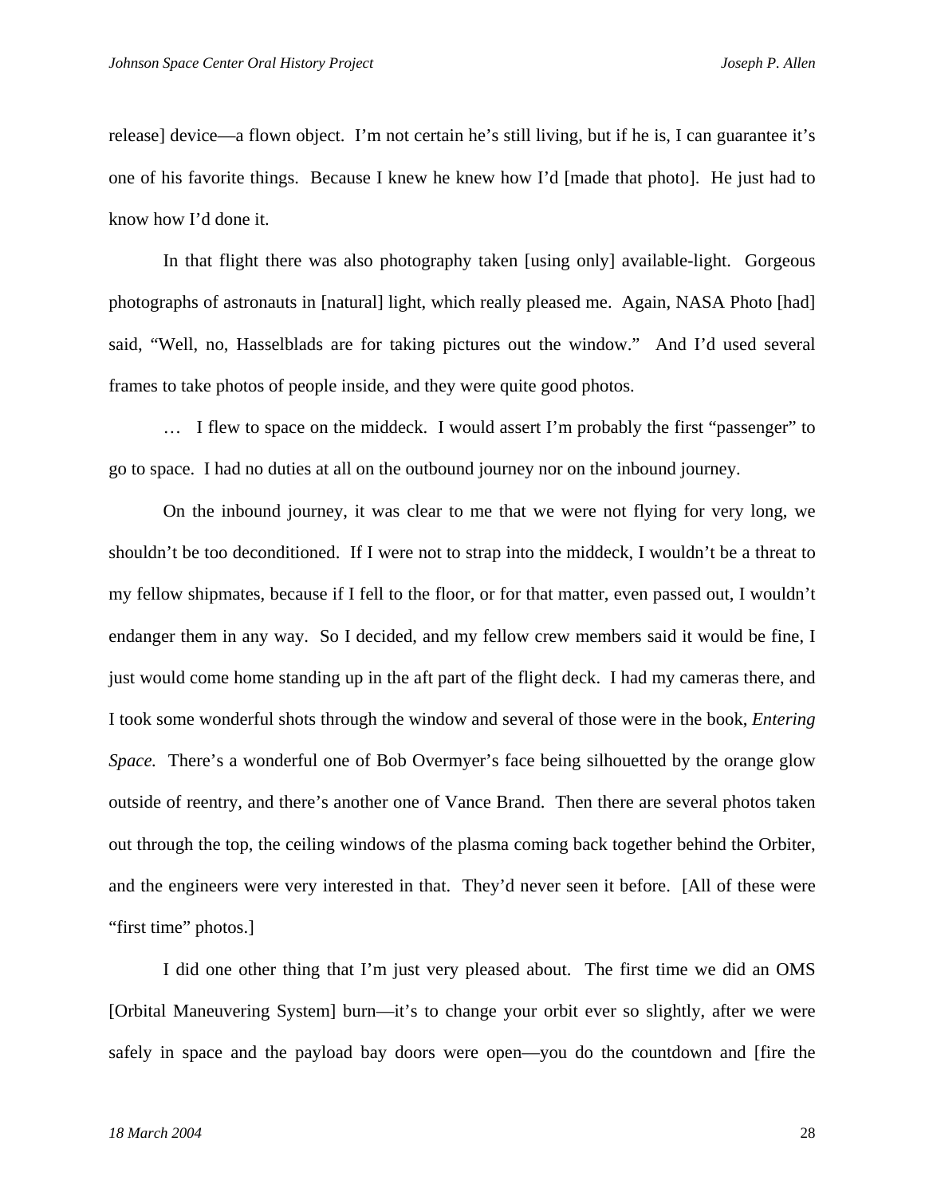release] device—a flown object. I'm not certain he's still living, but if he is, I can guarantee it's one of his favorite things. Because I knew he knew how I'd [made that photo]. He just had to know how I'd done it.

In that flight there was also photography taken [using only] available-light. Gorgeous photographs of astronauts in [natural] light, which really pleased me. Again, NASA Photo [had] said, "Well, no, Hasselblads are for taking pictures out the window." And I'd used several frames to take photos of people inside, and they were quite good photos.

… I flew to space on the middeck. I would assert I'm probably the first "passenger" to go to space. I had no duties at all on the outbound journey nor on the inbound journey.

On the inbound journey, it was clear to me that we were not flying for very long, we shouldn't be too deconditioned. If I were not to strap into the middeck, I wouldn't be a threat to my fellow shipmates, because if I fell to the floor, or for that matter, even passed out, I wouldn't endanger them in any way. So I decided, and my fellow crew members said it would be fine, I just would come home standing up in the aft part of the flight deck. I had my cameras there, and I took some wonderful shots through the window and several of those were in the book, *Entering Space.* There's a wonderful one of Bob Overmyer's face being silhouetted by the orange glow outside of reentry, and there's another one of Vance Brand. Then there are several photos taken out through the top, the ceiling windows of the plasma coming back together behind the Orbiter, and the engineers were very interested in that. They'd never seen it before. [All of these were "first time" photos.]

I did one other thing that I'm just very pleased about. The first time we did an OMS [Orbital Maneuvering System] burn—it's to change your orbit ever so slightly, after we were safely in space and the payload bay doors were open—you do the countdown and [fire the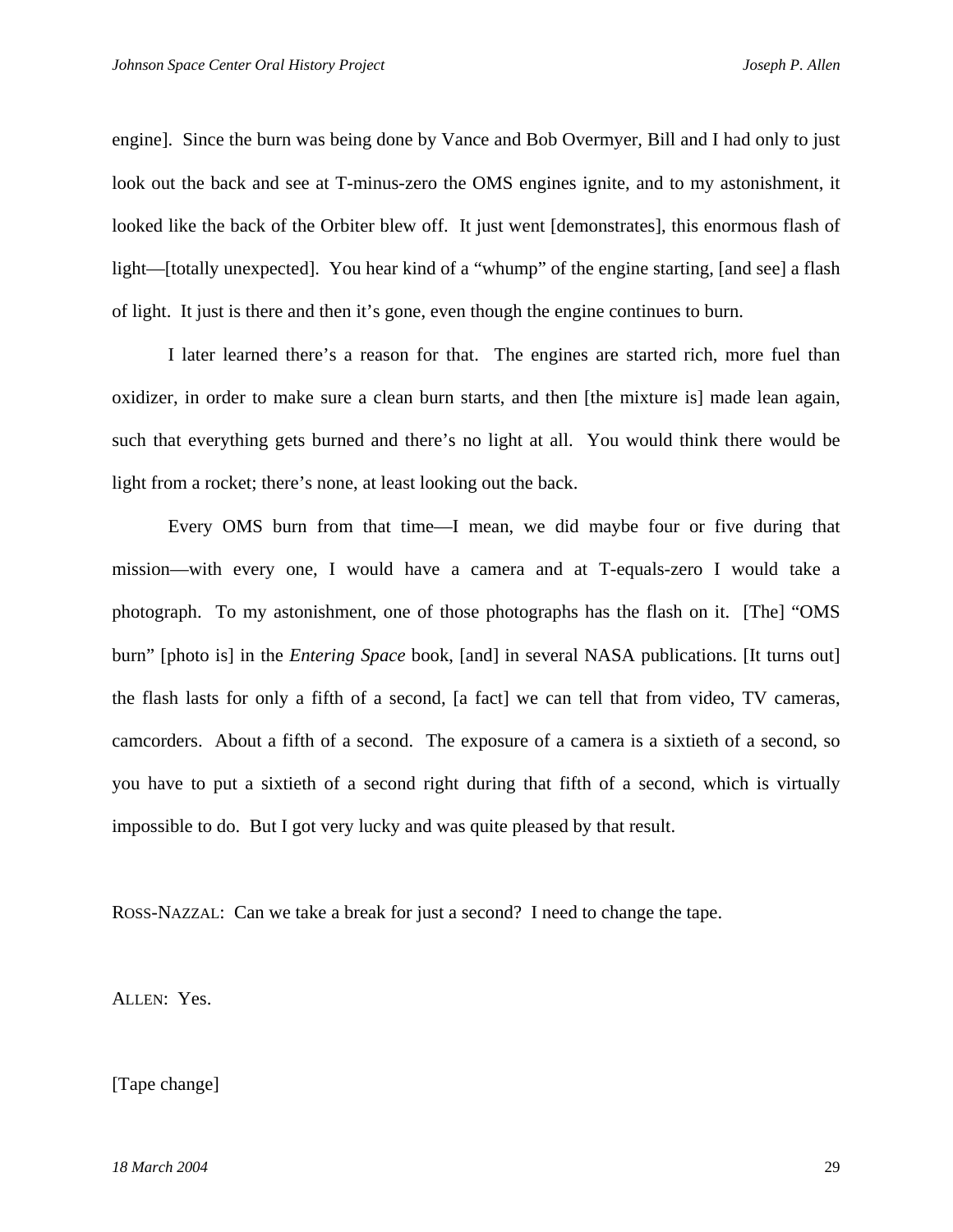engine]. Since the burn was being done by Vance and Bob Overmyer, Bill and I had only to just look out the back and see at T-minus-zero the OMS engines ignite, and to my astonishment, it looked like the back of the Orbiter blew off. It just went [demonstrates], this enormous flash of light—[totally unexpected]. You hear kind of a "whump" of the engine starting, [and see] a flash of light. It just is there and then it's gone, even though the engine continues to burn.

I later learned there's a reason for that. The engines are started rich, more fuel than oxidizer, in order to make sure a clean burn starts, and then [the mixture is] made lean again, such that everything gets burned and there's no light at all. You would think there would be light from a rocket; there's none, at least looking out the back.

Every OMS burn from that time—I mean, we did maybe four or five during that mission—with every one, I would have a camera and at T-equals-zero I would take a photograph. To my astonishment, one of those photographs has the flash on it. [The] "OMS burn" [photo is] in the *Entering Space* book, [and] in several NASA publications. [It turns out] the flash lasts for only a fifth of a second, [a fact] we can tell that from video, TV cameras, camcorders. About a fifth of a second. The exposure of a camera is a sixtieth of a second, so you have to put a sixtieth of a second right during that fifth of a second, which is virtually impossible to do. But I got very lucky and was quite pleased by that result.

ROSS-NAZZAL: Can we take a break for just a second? I need to change the tape.

ALLEN: Yes.

[Tape change]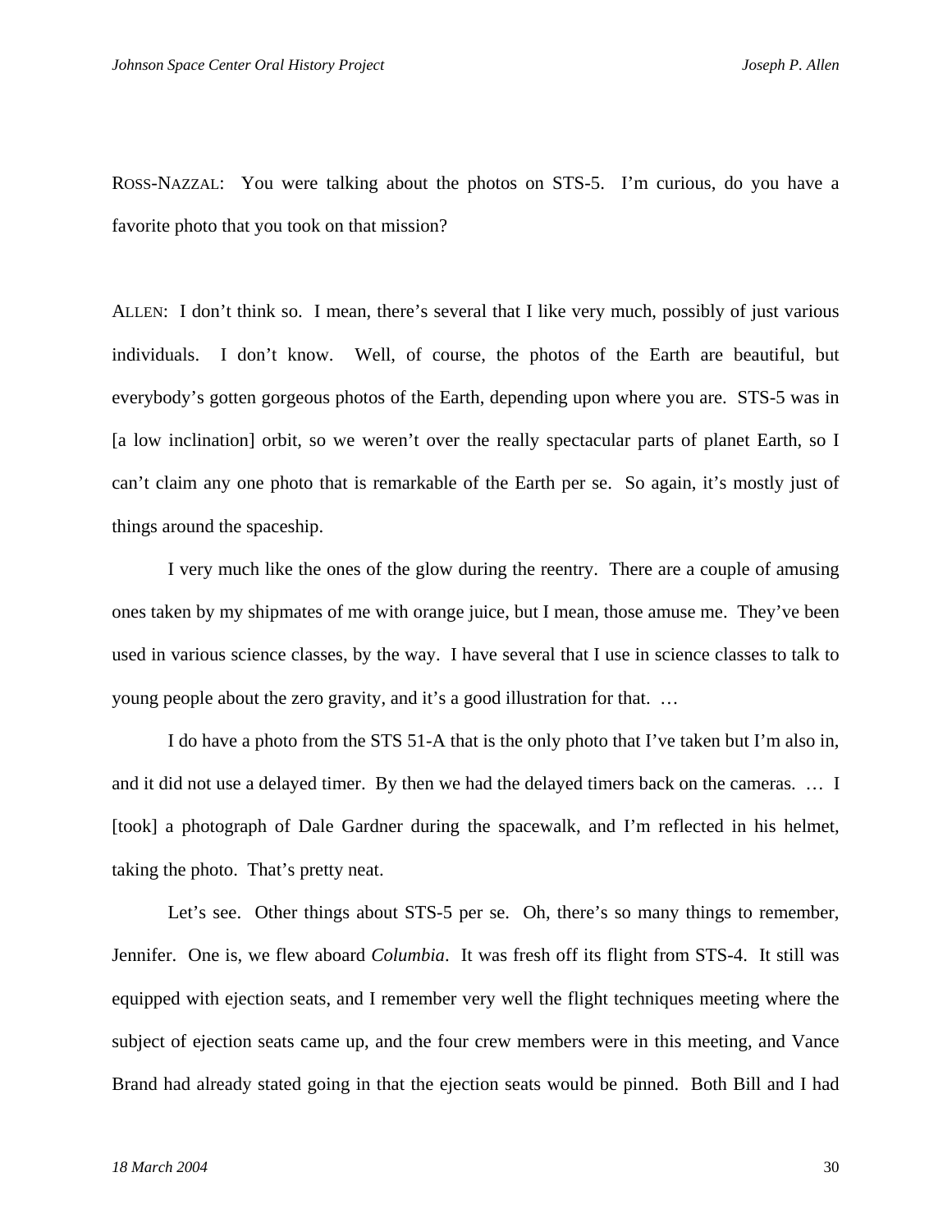ROSS-NAZZAL: You were talking about the photos on STS-5. I'm curious, do you have a favorite photo that you took on that mission?

ALLEN: I don't think so. I mean, there's several that I like very much, possibly of just various individuals. I don't know. Well, of course, the photos of the Earth are beautiful, but everybody's gotten gorgeous photos of the Earth, depending upon where you are. STS-5 was in [a low inclination] orbit, so we weren't over the really spectacular parts of planet Earth, so I can't claim any one photo that is remarkable of the Earth per se. So again, it's mostly just of things around the spaceship.

I very much like the ones of the glow during the reentry. There are a couple of amusing ones taken by my shipmates of me with orange juice, but I mean, those amuse me. They've been used in various science classes, by the way. I have several that I use in science classes to talk to young people about the zero gravity, and it's a good illustration for that. …

I do have a photo from the STS 51-A that is the only photo that I've taken but I'm also in, and it did not use a delayed timer. By then we had the delayed timers back on the cameras. … I [took] a photograph of Dale Gardner during the spacewalk, and I'm reflected in his helmet, taking the photo. That's pretty neat.

Let's see. Other things about STS-5 per se. Oh, there's so many things to remember, Jennifer. One is, we flew aboard *Columbia*. It was fresh off its flight from STS-4. It still was equipped with ejection seats, and I remember very well the flight techniques meeting where the subject of ejection seats came up, and the four crew members were in this meeting, and Vance Brand had already stated going in that the ejection seats would be pinned. Both Bill and I had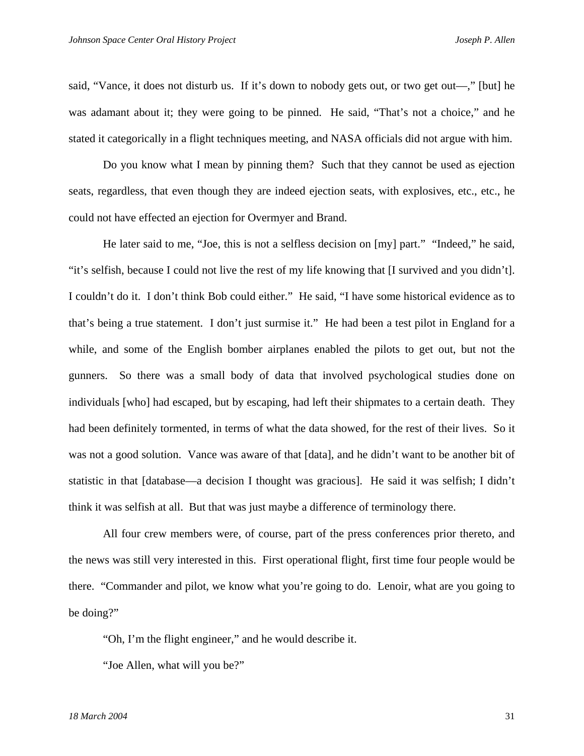said, "Vance, it does not disturb us. If it's down to nobody gets out, or two get out—," [but] he was adamant about it; they were going to be pinned. He said, "That's not a choice," and he stated it categorically in a flight techniques meeting, and NASA officials did not argue with him.

Do you know what I mean by pinning them? Such that they cannot be used as ejection seats, regardless, that even though they are indeed ejection seats, with explosives, etc., etc., he could not have effected an ejection for Overmyer and Brand.

He later said to me, "Joe, this is not a selfless decision on [my] part." "Indeed," he said, "it's selfish, because I could not live the rest of my life knowing that [I survived and you didn't]. I couldn't do it. I don't think Bob could either." He said, "I have some historical evidence as to that's being a true statement. I don't just surmise it." He had been a test pilot in England for a while, and some of the English bomber airplanes enabled the pilots to get out, but not the gunners. So there was a small body of data that involved psychological studies done on individuals [who] had escaped, but by escaping, had left their shipmates to a certain death. They had been definitely tormented, in terms of what the data showed, for the rest of their lives. So it was not a good solution. Vance was aware of that [data], and he didn't want to be another bit of statistic in that [database—a decision I thought was gracious]. He said it was selfish; I didn't think it was selfish at all. But that was just maybe a difference of terminology there.

All four crew members were, of course, part of the press conferences prior thereto, and the news was still very interested in this. First operational flight, first time four people would be there. "Commander and pilot, we know what you're going to do. Lenoir, what are you going to be doing?"

"Oh, I'm the flight engineer," and he would describe it.

"Joe Allen, what will you be?"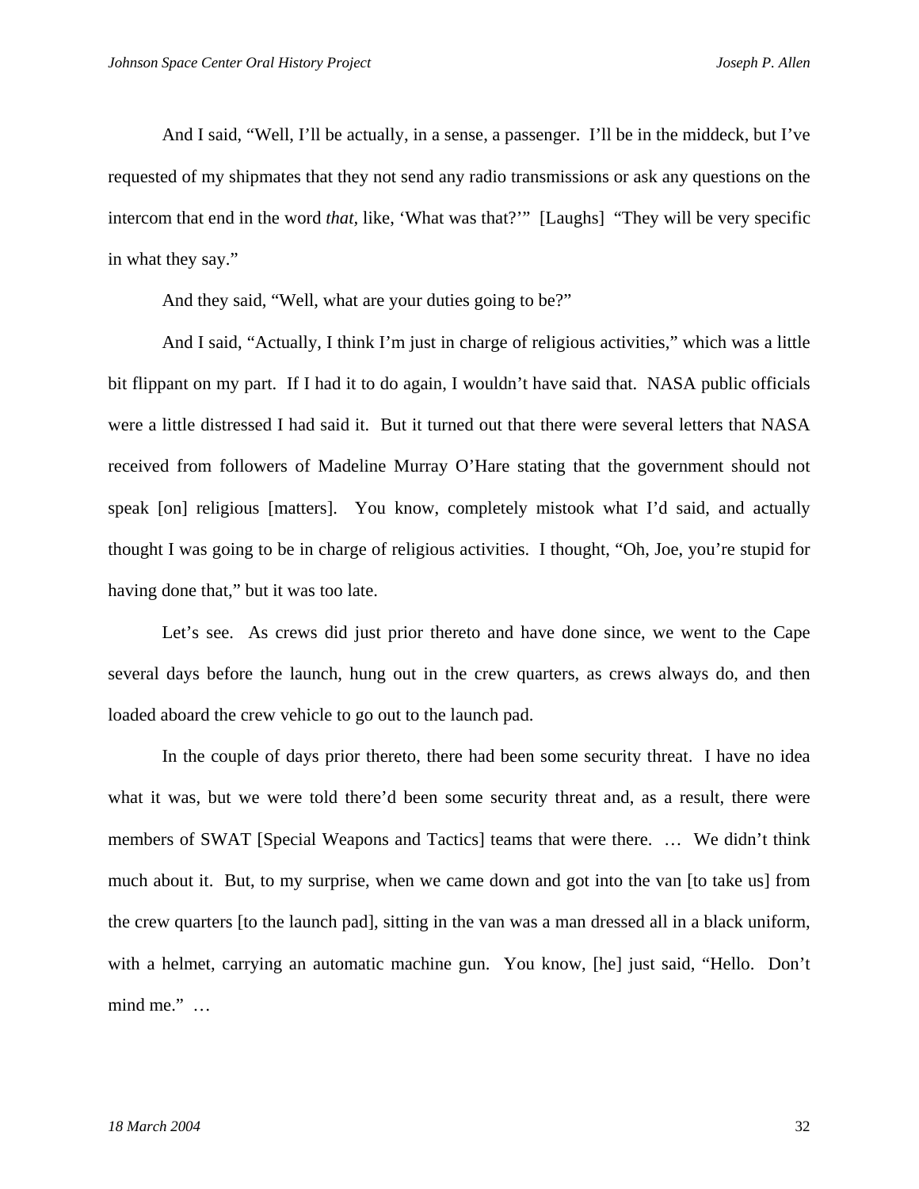And I said, "Well, I'll be actually, in a sense, a passenger. I'll be in the middeck, but I've requested of my shipmates that they not send any radio transmissions or ask any questions on the intercom that end in the word *that*, like, 'What was that?'" [Laughs] "They will be very specific in what they say."

And they said, "Well, what are your duties going to be?"

And I said, "Actually, I think I'm just in charge of religious activities," which was a little bit flippant on my part. If I had it to do again, I wouldn't have said that. NASA public officials were a little distressed I had said it. But it turned out that there were several letters that NASA received from followers of Madeline Murray O'Hare stating that the government should not speak [on] religious [matters]. You know, completely mistook what I'd said, and actually thought I was going to be in charge of religious activities. I thought, "Oh, Joe, you're stupid for having done that," but it was too late.

Let's see. As crews did just prior thereto and have done since, we went to the Cape several days before the launch, hung out in the crew quarters, as crews always do, and then loaded aboard the crew vehicle to go out to the launch pad.

In the couple of days prior thereto, there had been some security threat. I have no idea what it was, but we were told there'd been some security threat and, as a result, there were members of SWAT [Special Weapons and Tactics] teams that were there. … We didn't think much about it. But, to my surprise, when we came down and got into the van [to take us] from the crew quarters [to the launch pad], sitting in the van was a man dressed all in a black uniform, with a helmet, carrying an automatic machine gun. You know, [he] just said, "Hello. Don't mind me." …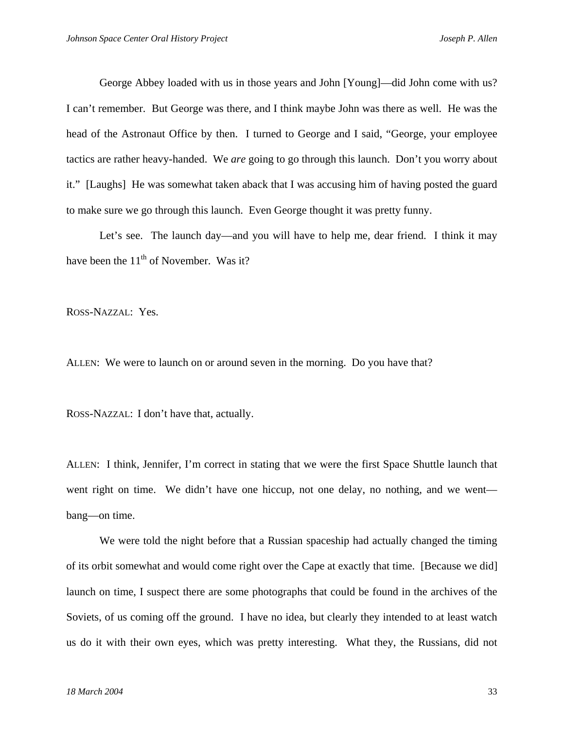George Abbey loaded with us in those years and John [Young]—did John come with us? I can't remember. But George was there, and I think maybe John was there as well. He was the head of the Astronaut Office by then. I turned to George and I said, "George, your employee tactics are rather heavy-handed. We *are* going to go through this launch. Don't you worry about it." [Laughs] He was somewhat taken aback that I was accusing him of having posted the guard to make sure we go through this launch. Even George thought it was pretty funny.

Let's see. The launch day—and you will have to help me, dear friend. I think it may have been the 11th of November. Was it?

ROSS-NAZZAL: Yes.

ALLEN: We were to launch on or around seven in the morning. Do you have that?

ROSS-NAZZAL: I don't have that, actually.

ALLEN: I think, Jennifer, I'm correct in stating that we were the first Space Shuttle launch that went right on time. We didn't have one hiccup, not one delay, no nothing, and we went—bang—on time.

We were told the night before that a Russian spaceship had actually changed the timing of its orbit somewhat and would come right over the Cape at exactly that time. [Because we did] launch on time, I suspect there are some photographs that could be found in the archives of the Soviets, of us coming off the ground. I have no idea, but clearly they intended to at least watch us do it with their own eyes, which was pretty interesting. What they, the Russians, did not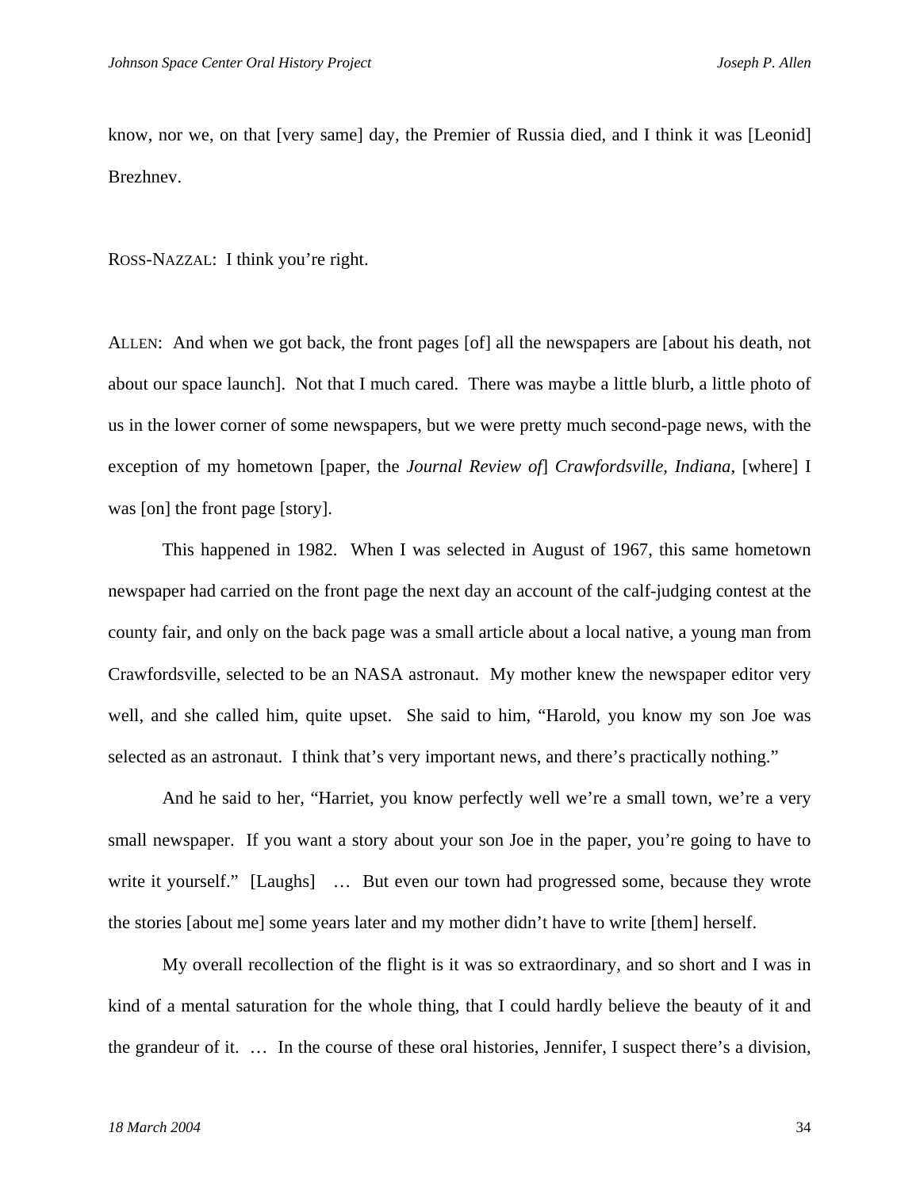know, nor we, on that [very same] day, the Premier of Russia died, and I think it was [Leonid] Brezhnev.

ROSS-NAZZAL: I think you're right.

ALLEN: And when we got back, the front pages [of] all the newspapers are [about his death, not about our space launch]. Not that I much cared. There was maybe a little blurb, a little photo of us in the lower corner of some newspapers, but we were pretty much second-page news, with the exception of my hometown [paper, the *Journal Review of*] *Crawfordsville, Indiana,* [where] I was [on] the front page [story].

This happened in 1982. When I was selected in August of 1967, this same hometown newspaper had carried on the front page the next day an account of the calf-judging contest at the county fair, and only on the back page was a small article about a local native, a young man from Crawfordsville, selected to be an NASA astronaut. My mother knew the newspaper editor very well, and she called him, quite upset. She said to him, "Harold, you know my son Joe was selected as an astronaut. I think that's very important news, and there's practically nothing."

And he said to her, "Harriet, you know perfectly well we're a small town, we're a very small newspaper. If you want a story about your son Joe in the paper, you're going to have to write it yourself." [Laughs] … But even our town had progressed some, because they wrote the stories [about me] some years later and my mother didn't have to write [them] herself.

My overall recollection of the flight is it was so extraordinary, and so short and I was in kind of a mental saturation for the whole thing, that I could hardly believe the beauty of it and the grandeur of it. … In the course of these oral histories, Jennifer, I suspect there's a division,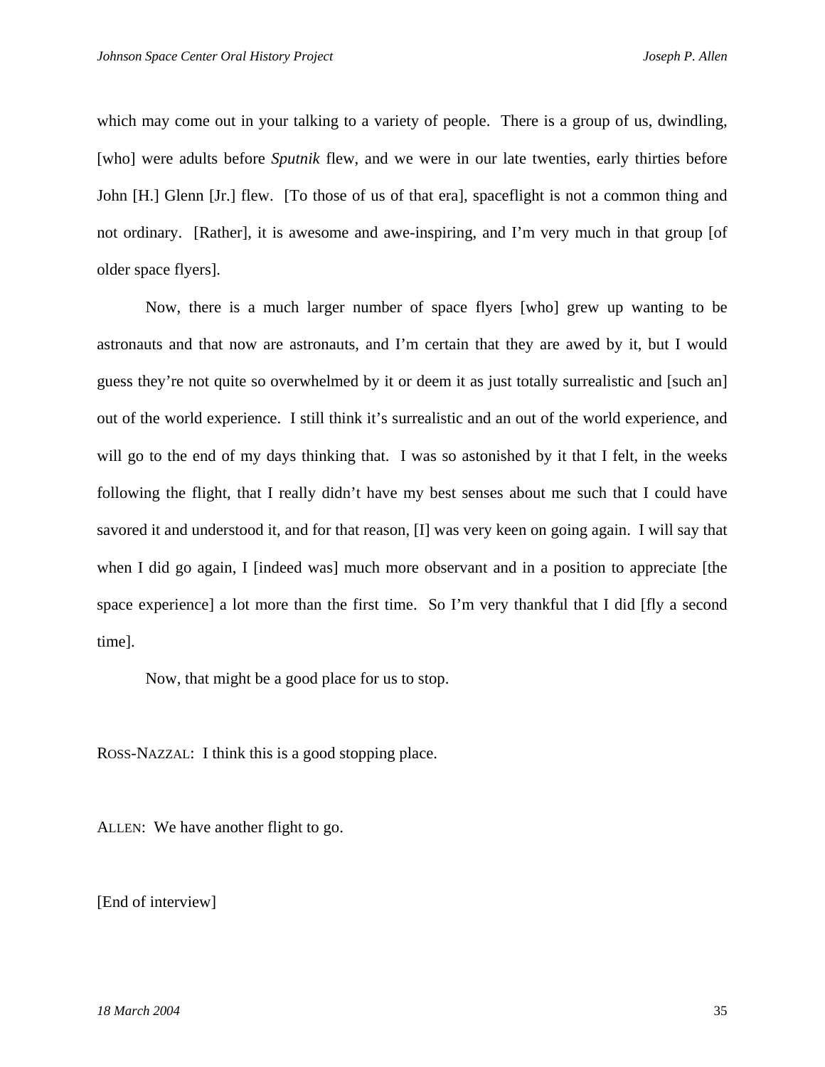which may come out in your talking to a variety of people. There is a group of us, dwindling, [who] were adults before *Sputnik* flew, and we were in our late twenties, early thirties before John [H.] Glenn [Jr.] flew. [To those of us of that era], spaceflight is not a common thing and not ordinary. [Rather], it is awesome and awe-inspiring, and I'm very much in that group [of older space flyers].

Now, there is a much larger number of space flyers [who] grew up wanting to be astronauts and that now are astronauts, and I'm certain that they are awed by it, but I would guess they're not quite so overwhelmed by it or deem it as just totally surrealistic and [such an] out of the world experience. I still think it's surrealistic and an out of the world experience, and will go to the end of my days thinking that. I was so astonished by it that I felt, in the weeks following the flight, that I really didn't have my best senses about me such that I could have savored it and understood it, and for that reason, [I] was very keen on going again. I will say that when I did go again, I [indeed was] much more observant and in a position to appreciate [the space experience] a lot more than the first time. So I'm very thankful that I did [fly a second time].

Now, that might be a good place for us to stop.

ROSS-NAZZAL: I think this is a good stopping place.

ALLEN: We have another flight to go.

[End of interview]